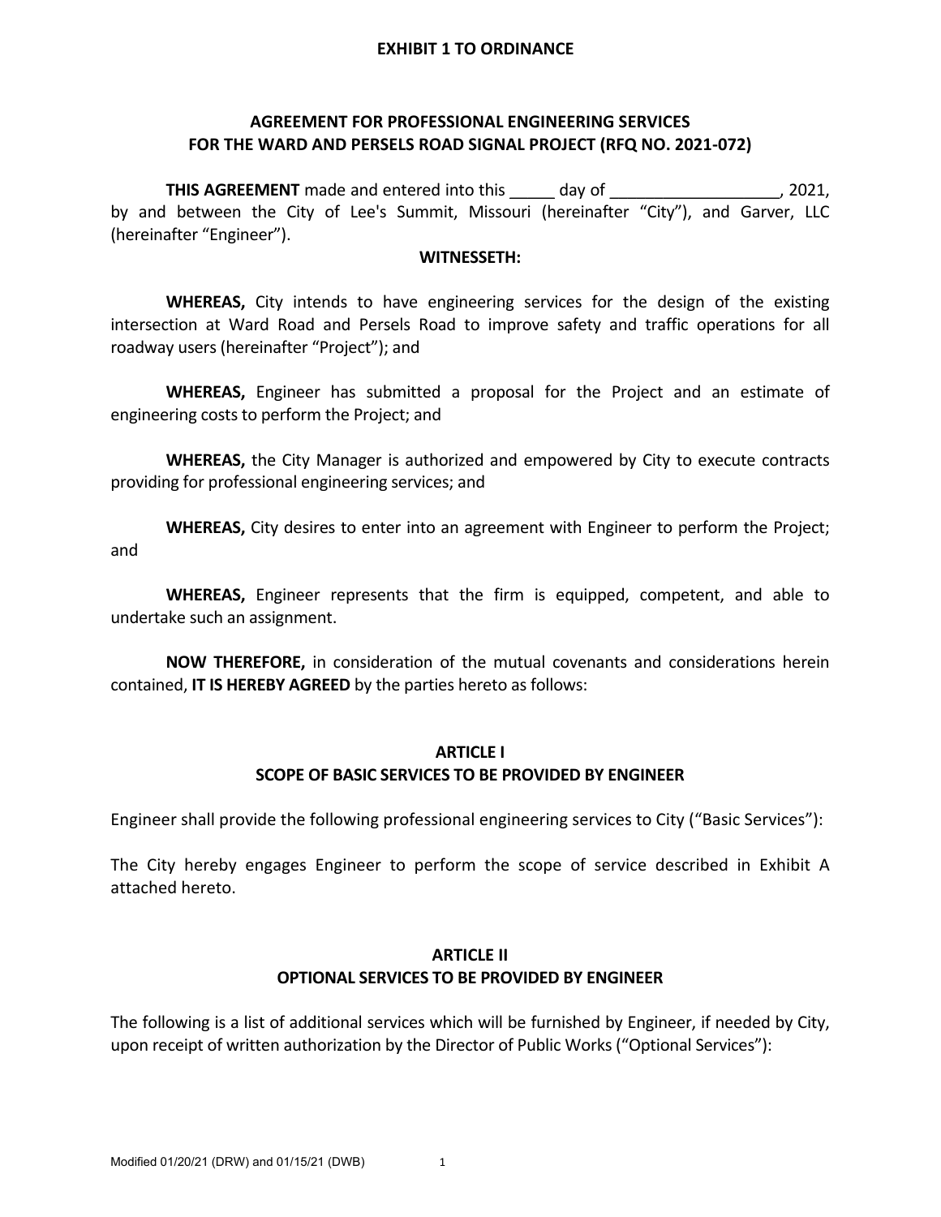**EXHIBIT 1 TO ORDINANCE**

# AGREEMENT FOR PROFESSIONAL ENGINEERING SERVICES FOR THE WARD AND PERSELS ROAD SIGNAL PROJECT (RFQ NO. 2021-072)

**THIS AGREEMENT** made and entered into this _____ day of ___________________, 2021, by and between the City of Lee's Summit, Missouri (hereinafter "City"), and Garver, LLC (hereinafter "Engineer").

**WITNESSETH:**

**WHEREAS,** City intends to have engineering services for the design of the existing intersection at Ward Road and Persels Road to improve safety and traffic operations for all roadway users (hereinafter "Project"); and

**WHEREAS,** Engineer has submitted a proposal for the Project and an estimate of engineering costs to perform the Project; and

**WHEREAS,** the City Manager is authorized and empowered by City to execute contracts providing for professional engineering services; and

**WHEREAS,** City desires to enter into an agreement with Engineer to perform the Project; and

**WHEREAS,** Engineer represents that the firm is equipped, competent, and able to undertake such an assignment.

**NOW THEREFORE,** in consideration of the mutual covenants and considerations herein contained, **IT IS HEREBY AGREED** by the parties hereto as follows:

## ARTICLE I
## SCOPE OF BASIC SERVICES TO BE PROVIDED BY ENGINEER

Engineer shall provide the following professional engineering services to City ("Basic Services"):

The City hereby engages Engineer to perform the scope of service described in Exhibit A attached hereto.

## ARTICLE II
## OPTIONAL SERVICES TO BE PROVIDED BY ENGINEER

The following is a list of additional services which will be furnished by Engineer, if needed by City, upon receipt of written authorization by the Director of Public Works ("Optional Services"):

Modified 01/20/21 (DRW) and 01/15/21 (DWB)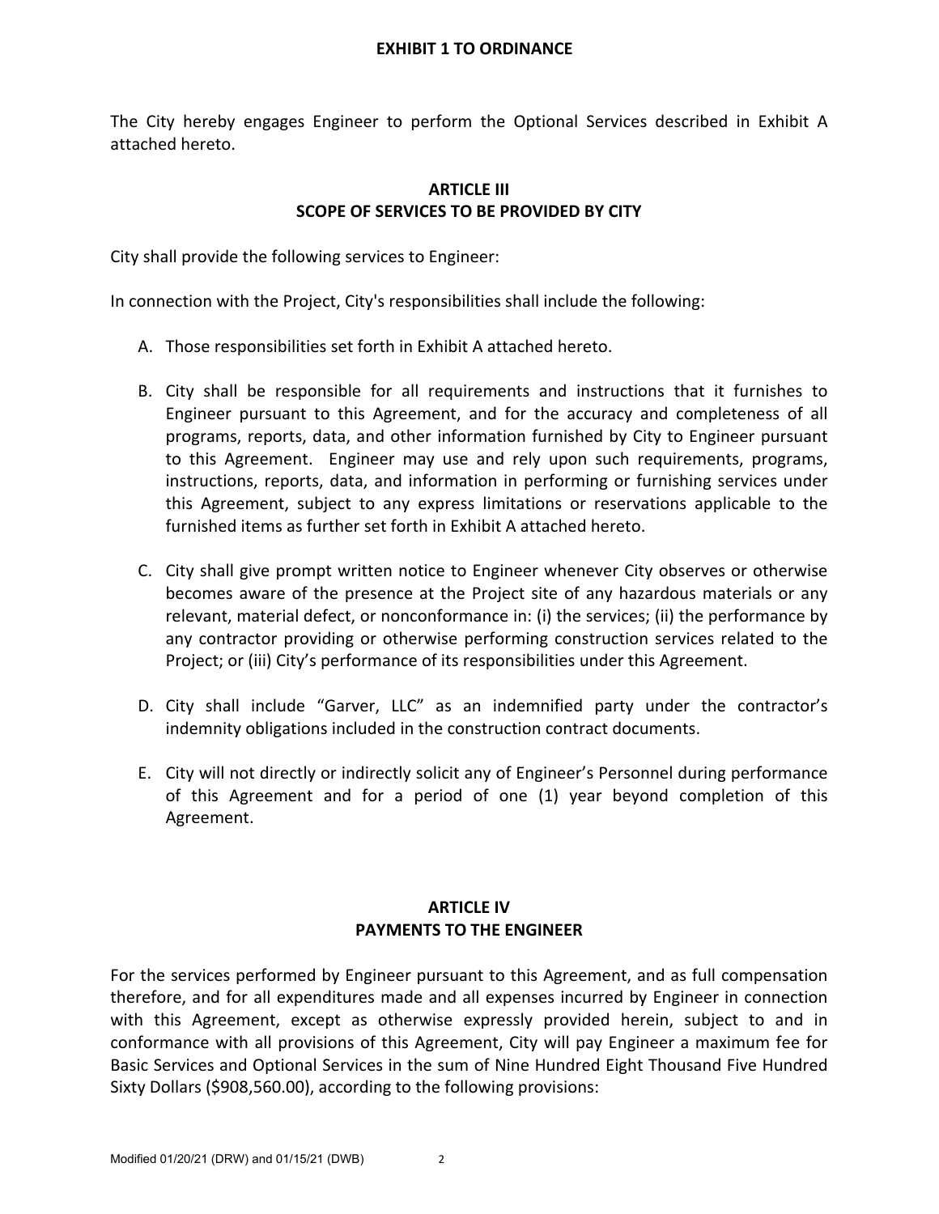The City hereby engages Engineer to perform the Optional Services described in Exhibit A attached hereto.

## ARTICLE III
## SCOPE OF SERVICES TO BE PROVIDED BY CITY

City shall provide the following services to Engineer:

In connection with the Project, City's responsibilities shall include the following:

A. Those responsibilities set forth in Exhibit A attached hereto.

B. City shall be responsible for all requirements and instructions that it furnishes to Engineer pursuant to this Agreement, and for the accuracy and completeness of all programs, reports, data, and other information furnished by City to Engineer pursuant to this Agreement. Engineer may use and rely upon such requirements, programs, instructions, reports, data, and information in performing or furnishing services under this Agreement, subject to any express limitations or reservations applicable to the furnished items as further set forth in Exhibit A attached hereto.

C. City shall give prompt written notice to Engineer whenever City observes or otherwise becomes aware of the presence at the Project site of any hazardous materials or any relevant, material defect, or nonconformance in: (i) the services; (ii) the performance by any contractor providing or otherwise performing construction services related to the Project; or (iii) City's performance of its responsibilities under this Agreement.

D. City shall include "Garver, LLC" as an indemnified party under the contractor's indemnity obligations included in the construction contract documents.

E. City will not directly or indirectly solicit any of Engineer's Personnel during performance of this Agreement and for a period of one (1) year beyond completion of this Agreement.

## ARTICLE IV
## PAYMENTS TO THE ENGINEER

For the services performed by Engineer pursuant to this Agreement, and as full compensation therefore, and for all expenditures made and all expenses incurred by Engineer in connection with this Agreement, except as otherwise expressly provided herein, subject to and in conformance with all provisions of this Agreement, City will pay Engineer a maximum fee for Basic Services and Optional Services in the sum of Nine Hundred Eight Thousand Five Hundred Sixty Dollars ($908,560.00), according to the following provisions: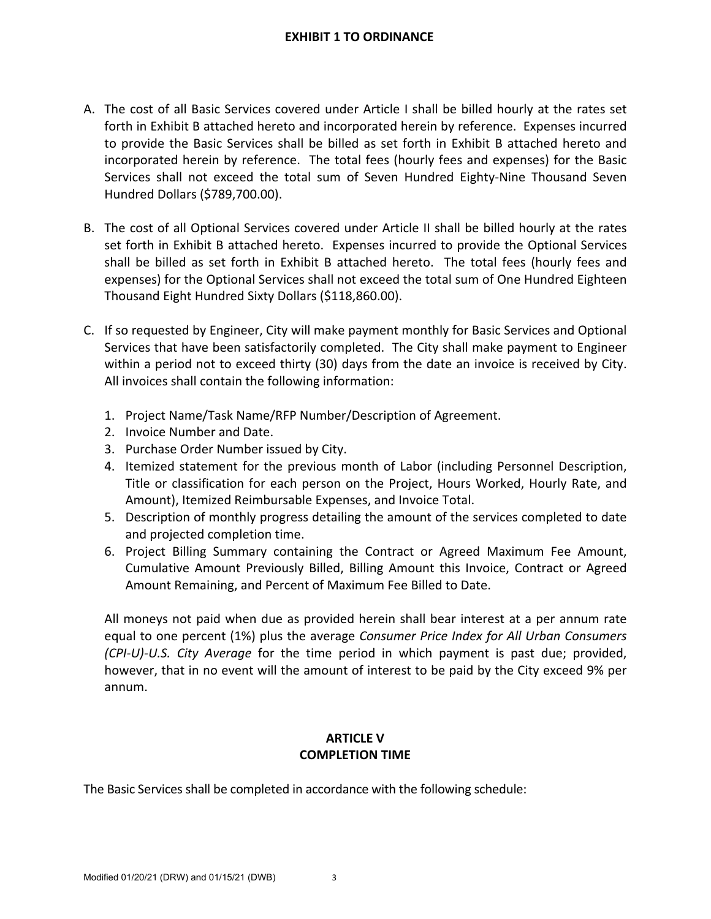A. The cost of all Basic Services covered under Article I shall be billed hourly at the rates set forth in Exhibit B attached hereto and incorporated herein by reference. Expenses incurred to provide the Basic Services shall be billed as set forth in Exhibit B attached hereto and incorporated herein by reference. The total fees (hourly fees and expenses) for the Basic Services shall not exceed the total sum of Seven Hundred Eighty-Nine Thousand Seven Hundred Dollars ($789,700.00).

B. The cost of all Optional Services covered under Article II shall be billed hourly at the rates set forth in Exhibit B attached hereto. Expenses incurred to provide the Optional Services shall be billed as set forth in Exhibit B attached hereto. The total fees (hourly fees and expenses) for the Optional Services shall not exceed the total sum of One Hundred Eighteen Thousand Eight Hundred Sixty Dollars ($118,860.00).

C. If so requested by Engineer, City will make payment monthly for Basic Services and Optional Services that have been satisfactorily completed. The City shall make payment to Engineer within a period not to exceed thirty (30) days from the date an invoice is received by City. All invoices shall contain the following information:

   1. Project Name/Task Name/RFP Number/Description of Agreement.
   2. Invoice Number and Date.
   3. Purchase Order Number issued by City.
   4. Itemized statement for the previous month of Labor (including Personnel Description, Title or classification for each person on the Project, Hours Worked, Hourly Rate, and Amount), Itemized Reimbursable Expenses, and Invoice Total.
   5. Description of monthly progress detailing the amount of the services completed to date and projected completion time.
   6. Project Billing Summary containing the Contract or Agreed Maximum Fee Amount, Cumulative Amount Previously Billed, Billing Amount this Invoice, Contract or Agreed Amount Remaining, and Percent of Maximum Fee Billed to Date.

   All moneys not paid when due as provided herein shall bear interest at a per annum rate equal to one percent (1%) plus the average *Consumer Price Index for All Urban Consumers (CPI-U)-U.S. City Average* for the time period in which payment is past due; provided, however, that in no event will the amount of interest to be paid by the City exceed 9% per annum.

## ARTICLE V
## COMPLETION TIME

The Basic Services shall be completed in accordance with the following schedule: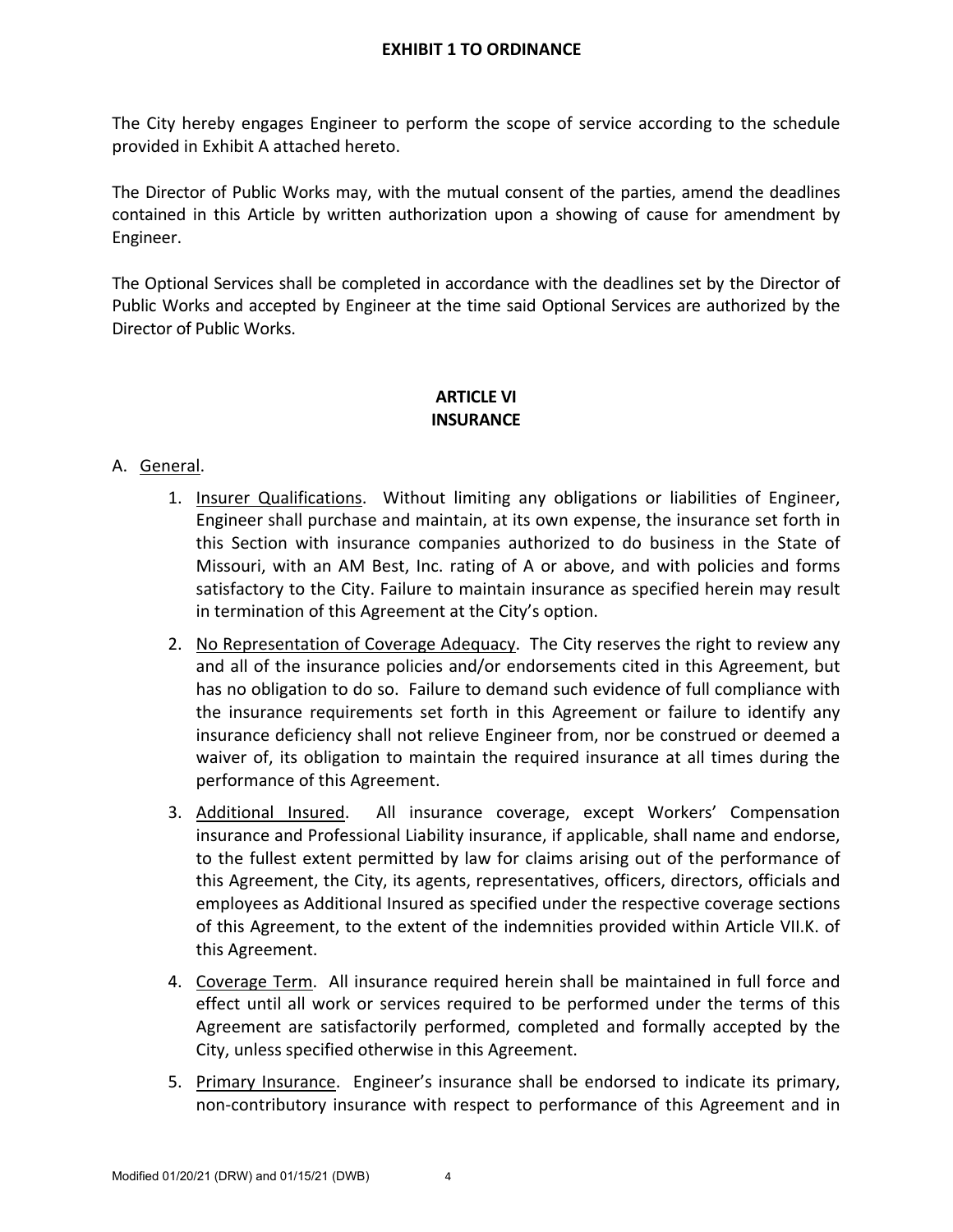The City hereby engages Engineer to perform the scope of service according to the schedule provided in Exhibit A attached hereto.

The Director of Public Works may, with the mutual consent of the parties, amend the deadlines contained in this Article by written authorization upon a showing of cause for amendment by Engineer.

The Optional Services shall be completed in accordance with the deadlines set by the Director of Public Works and accepted by Engineer at the time said Optional Services are authorized by the Director of Public Works.

## ARTICLE VI
## INSURANCE

A. General.

1. Insurer Qualifications. Without limiting any obligations or liabilities of Engineer, Engineer shall purchase and maintain, at its own expense, the insurance set forth in this Section with insurance companies authorized to do business in the State of Missouri, with an AM Best, Inc. rating of A or above, and with policies and forms satisfactory to the City. Failure to maintain insurance as specified herein may result in termination of this Agreement at the City's option.

2. No Representation of Coverage Adequacy. The City reserves the right to review any and all of the insurance policies and/or endorsements cited in this Agreement, but has no obligation to do so. Failure to demand such evidence of full compliance with the insurance requirements set forth in this Agreement or failure to identify any insurance deficiency shall not relieve Engineer from, nor be construed or deemed a waiver of, its obligation to maintain the required insurance at all times during the performance of this Agreement.

3. Additional Insured. All insurance coverage, except Workers' Compensation insurance and Professional Liability insurance, if applicable, shall name and endorse, to the fullest extent permitted by law for claims arising out of the performance of this Agreement, the City, its agents, representatives, officers, directors, officials and employees as Additional Insured as specified under the respective coverage sections of this Agreement, to the extent of the indemnities provided within Article VII.K. of this Agreement.

4. Coverage Term. All insurance required herein shall be maintained in full force and effect until all work or services required to be performed under the terms of this Agreement are satisfactorily performed, completed and formally accepted by the City, unless specified otherwise in this Agreement.

5. Primary Insurance. Engineer's insurance shall be endorsed to indicate its primary, non-contributory insurance with respect to performance of this Agreement and in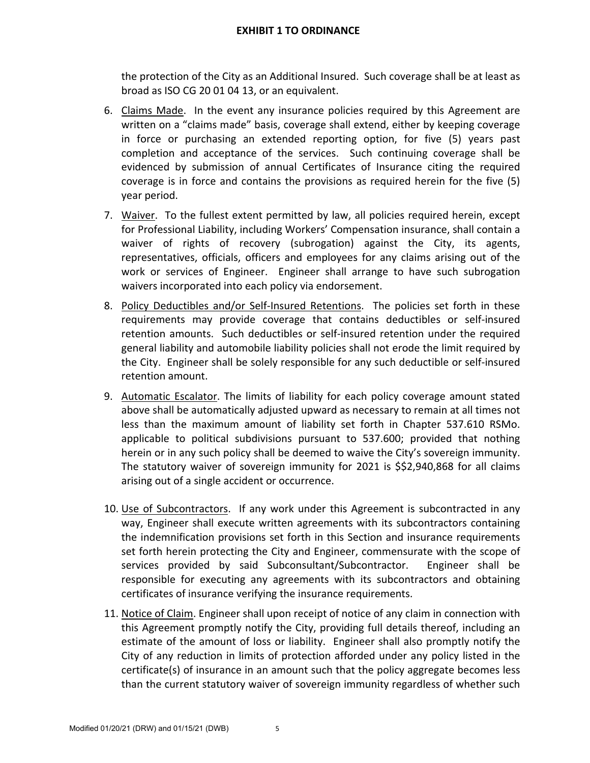the protection of the City as an Additional Insured. Such coverage shall be at least as broad as ISO CG 20 01 04 13, or an equivalent.

6. Claims Made. In the event any insurance policies required by this Agreement are written on a "claims made" basis, coverage shall extend, either by keeping coverage in force or purchasing an extended reporting option, for five (5) years past completion and acceptance of the services. Such continuing coverage shall be evidenced by submission of annual Certificates of Insurance citing the required coverage is in force and contains the provisions as required herein for the five (5) year period.

7. Waiver. To the fullest extent permitted by law, all policies required herein, except for Professional Liability, including Workers' Compensation insurance, shall contain a waiver of rights of recovery (subrogation) against the City, its agents, representatives, officials, officers and employees for any claims arising out of the work or services of Engineer. Engineer shall arrange to have such subrogation waivers incorporated into each policy via endorsement.

8. Policy Deductibles and/or Self-Insured Retentions. The policies set forth in these requirements may provide coverage that contains deductibles or self-insured retention amounts. Such deductibles or self-insured retention under the required general liability and automobile liability policies shall not erode the limit required by the City. Engineer shall be solely responsible for any such deductible or self-insured retention amount.

9. Automatic Escalator. The limits of liability for each policy coverage amount stated above shall be automatically adjusted upward as necessary to remain at all times not less than the maximum amount of liability set forth in Chapter 537.610 RSMo. applicable to political subdivisions pursuant to 537.600; provided that nothing herein or in any such policy shall be deemed to waive the City's sovereign immunity. The statutory waiver of sovereign immunity for 2021 is $$2,940,868 for all claims arising out of a single accident or occurrence.

10. Use of Subcontractors. If any work under this Agreement is subcontracted in any way, Engineer shall execute written agreements with its subcontractors containing the indemnification provisions set forth in this Section and insurance requirements set forth herein protecting the City and Engineer, commensurate with the scope of services provided by said Subconsultant/Subcontractor. Engineer shall be responsible for executing any agreements with its subcontractors and obtaining certificates of insurance verifying the insurance requirements.

11. Notice of Claim. Engineer shall upon receipt of notice of any claim in connection with this Agreement promptly notify the City, providing full details thereof, including an estimate of the amount of loss or liability. Engineer shall also promptly notify the City of any reduction in limits of protection afforded under any policy listed in the certificate(s) of insurance in an amount such that the policy aggregate becomes less than the current statutory waiver of sovereign immunity regardless of whether such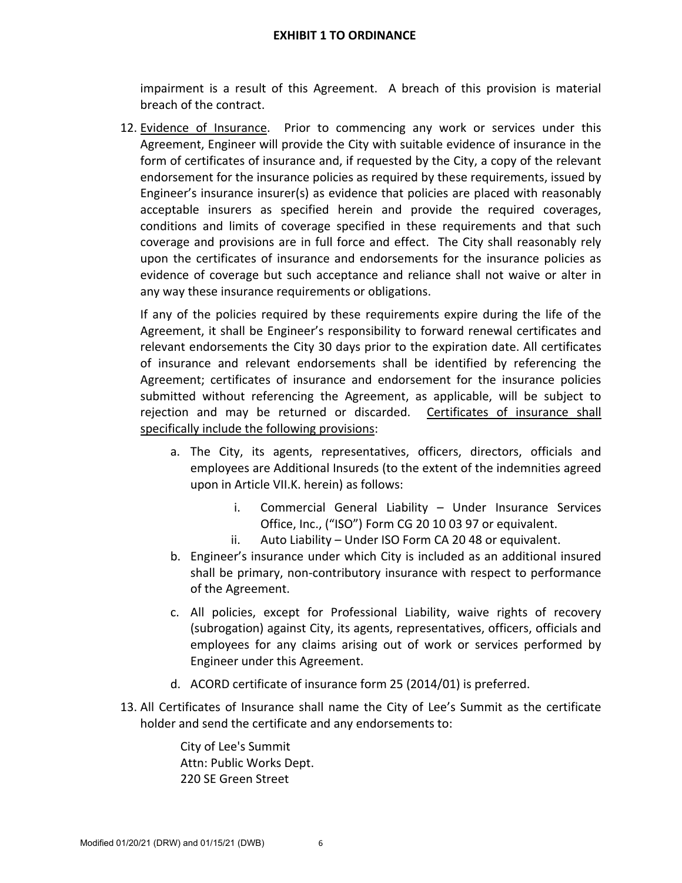impairment is a result of this Agreement. A breach of this provision is material breach of the contract.

12. Evidence of Insurance. Prior to commencing any work or services under this Agreement, Engineer will provide the City with suitable evidence of insurance in the form of certificates of insurance and, if requested by the City, a copy of the relevant endorsement for the insurance policies as required by these requirements, issued by Engineer's insurance insurer(s) as evidence that policies are placed with reasonably acceptable insurers as specified herein and provide the required coverages, conditions and limits of coverage specified in these requirements and that such coverage and provisions are in full force and effect. The City shall reasonably rely upon the certificates of insurance and endorsements for the insurance policies as evidence of coverage but such acceptance and reliance shall not waive or alter in any way these insurance requirements or obligations.

    If any of the policies required by these requirements expire during the life of the Agreement, it shall be Engineer's responsibility to forward renewal certificates and relevant endorsements the City 30 days prior to the expiration date. All certificates of insurance and relevant endorsements shall be identified by referencing the Agreement; certificates of insurance and endorsement for the insurance policies submitted without referencing the Agreement, as applicable, will be subject to rejection and may be returned or discarded. Certificates of insurance shall specifically include the following provisions:

    a. The City, its agents, representatives, officers, directors, officials and employees are Additional Insureds (to the extent of the indemnities agreed upon in Article VII.K. herein) as follows:
        i. Commercial General Liability – Under Insurance Services Office, Inc., ("ISO") Form CG 20 10 03 97 or equivalent.
        ii. Auto Liability – Under ISO Form CA 20 48 or equivalent.
    b. Engineer's insurance under which City is included as an additional insured shall be primary, non-contributory insurance with respect to performance of the Agreement.
    c. All policies, except for Professional Liability, waive rights of recovery (subrogation) against City, its agents, representatives, officers, officials and employees for any claims arising out of work or services performed by Engineer under this Agreement.
    d. ACORD certificate of insurance form 25 (2014/01) is preferred.

13. All Certificates of Insurance shall name the City of Lee's Summit as the certificate holder and send the certificate and any endorsements to:

    City of Lee's Summit
    Attn: Public Works Dept.
    220 SE Green Street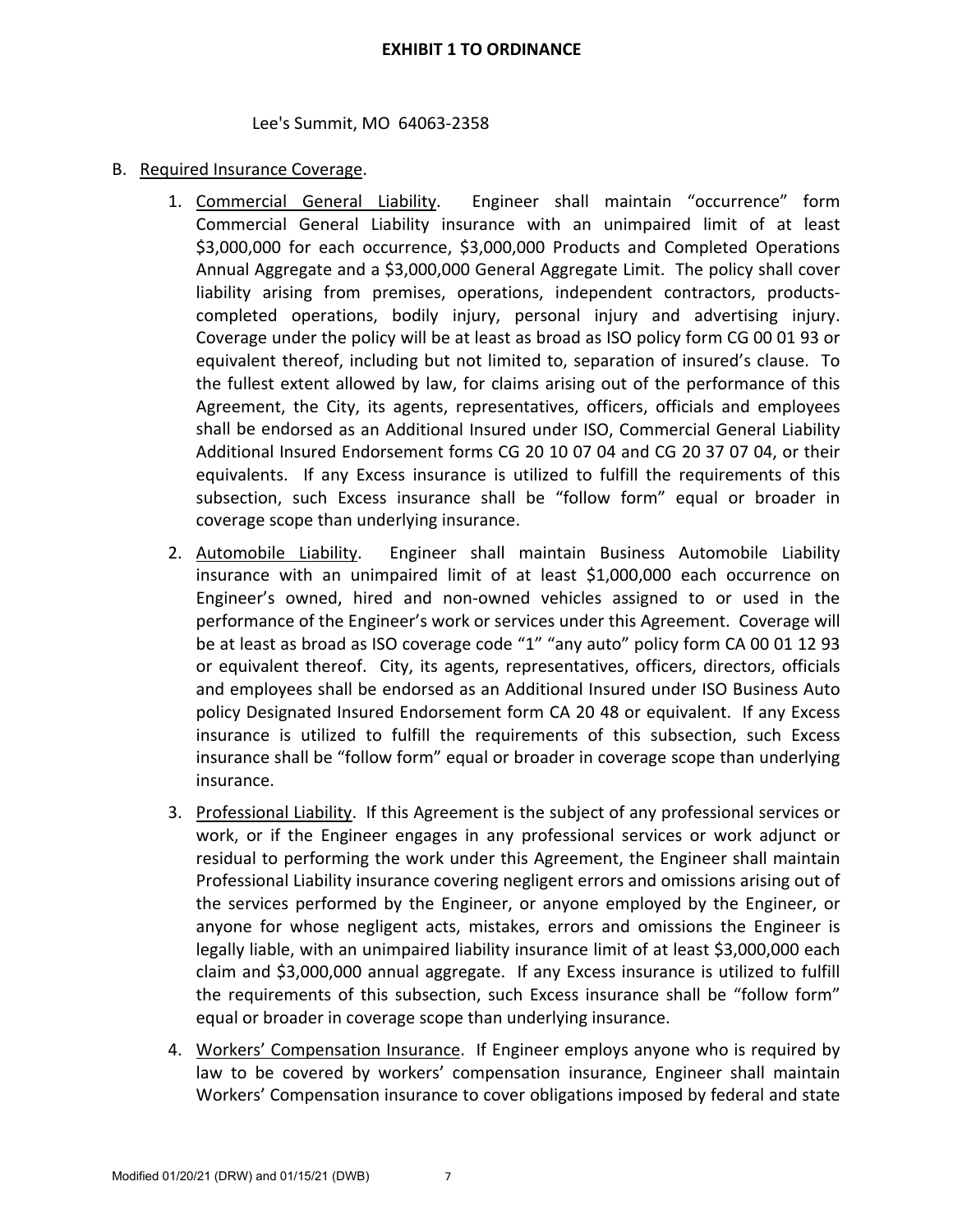Lee's Summit, MO 64063-2358

B. Required Insurance Coverage.

1. Commercial General Liability. Engineer shall maintain "occurrence" form Commercial General Liability insurance with an unimpaired limit of at least $3,000,000 for each occurrence, $3,000,000 Products and Completed Operations Annual Aggregate and a $3,000,000 General Aggregate Limit. The policy shall cover liability arising from premises, operations, independent contractors, products-completed operations, bodily injury, personal injury and advertising injury. Coverage under the policy will be at least as broad as ISO policy form CG 00 01 93 or equivalent thereof, including but not limited to, separation of insured's clause. To the fullest extent allowed by law, for claims arising out of the performance of this Agreement, the City, its agents, representatives, officers, officials and employees shall be endorsed as an Additional Insured under ISO, Commercial General Liability Additional Insured Endorsement forms CG 20 10 07 04 and CG 20 37 07 04, or their equivalents. If any Excess insurance is utilized to fulfill the requirements of this subsection, such Excess insurance shall be "follow form" equal or broader in coverage scope than underlying insurance.

2. Automobile Liability. Engineer shall maintain Business Automobile Liability insurance with an unimpaired limit of at least $1,000,000 each occurrence on Engineer's owned, hired and non-owned vehicles assigned to or used in the performance of the Engineer's work or services under this Agreement. Coverage will be at least as broad as ISO coverage code "1" "any auto" policy form CA 00 01 12 93 or equivalent thereof. City, its agents, representatives, officers, directors, officials and employees shall be endorsed as an Additional Insured under ISO Business Auto policy Designated Insured Endorsement form CA 20 48 or equivalent. If any Excess insurance is utilized to fulfill the requirements of this subsection, such Excess insurance shall be "follow form" equal or broader in coverage scope than underlying insurance.

3. Professional Liability. If this Agreement is the subject of any professional services or work, or if the Engineer engages in any professional services or work adjunct or residual to performing the work under this Agreement, the Engineer shall maintain Professional Liability insurance covering negligent errors and omissions arising out of the services performed by the Engineer, or anyone employed by the Engineer, or anyone for whose negligent acts, mistakes, errors and omissions the Engineer is legally liable, with an unimpaired liability insurance limit of at least $3,000,000 each claim and $3,000,000 annual aggregate. If any Excess insurance is utilized to fulfill the requirements of this subsection, such Excess insurance shall be "follow form" equal or broader in coverage scope than underlying insurance.

4. Workers' Compensation Insurance. If Engineer employs anyone who is required by law to be covered by workers' compensation insurance, Engineer shall maintain Workers' Compensation insurance to cover obligations imposed by federal and state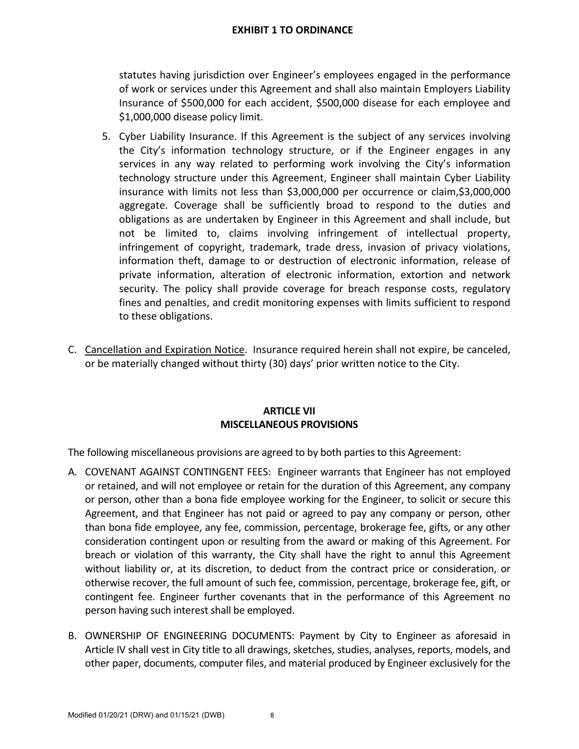statutes having jurisdiction over Engineer's employees engaged in the performance of work or services under this Agreement and shall also maintain Employers Liability Insurance of $500,000 for each accident, $500,000 disease for each employee and $1,000,000 disease policy limit.

5. Cyber Liability Insurance. If this Agreement is the subject of any services involving the City's information technology structure, or if the Engineer engages in any services in any way related to performing work involving the City's information technology structure under this Agreement, Engineer shall maintain Cyber Liability insurance with limits not less than $3,000,000 per occurrence or claim,$3,000,000 aggregate. Coverage shall be sufficiently broad to respond to the duties and obligations as are undertaken by Engineer in this Agreement and shall include, but not be limited to, claims involving infringement of intellectual property, infringement of copyright, trademark, trade dress, invasion of privacy violations, information theft, damage to or destruction of electronic information, release of private information, alteration of electronic information, extortion and network security. The policy shall provide coverage for breach response costs, regulatory fines and penalties, and credit monitoring expenses with limits sufficient to respond to these obligations.

C. Cancellation and Expiration Notice. Insurance required herein shall not expire, be canceled, or be materially changed without thirty (30) days' prior written notice to the City.

## ARTICLE VII
## MISCELLANEOUS PROVISIONS

The following miscellaneous provisions are agreed to by both parties to this Agreement:

A. COVENANT AGAINST CONTINGENT FEES: Engineer warrants that Engineer has not employed or retained, and will not employee or retain for the duration of this Agreement, any company or person, other than a bona fide employee working for the Engineer, to solicit or secure this Agreement, and that Engineer has not paid or agreed to pay any company or person, other than bona fide employee, any fee, commission, percentage, brokerage fee, gifts, or any other consideration contingent upon or resulting from the award or making of this Agreement. For breach or violation of this warranty, the City shall have the right to annul this Agreement without liability or, at its discretion, to deduct from the contract price or consideration, or otherwise recover, the full amount of such fee, commission, percentage, brokerage fee, gift, or contingent fee. Engineer further covenants that in the performance of this Agreement no person having such interest shall be employed.

B. OWNERSHIP OF ENGINEERING DOCUMENTS: Payment by City to Engineer as aforesaid in Article IV shall vest in City title to all drawings, sketches, studies, analyses, reports, models, and other paper, documents, computer files, and material produced by Engineer exclusively for the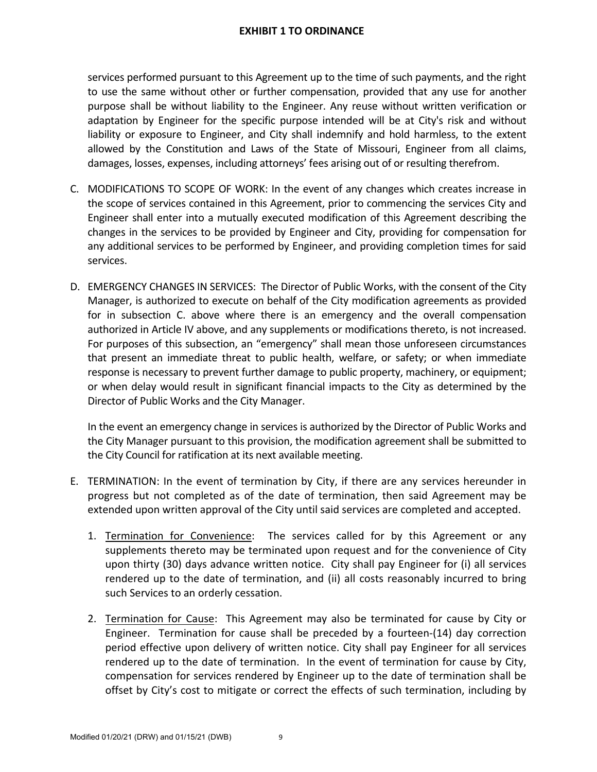services performed pursuant to this Agreement up to the time of such payments, and the right to use the same without other or further compensation, provided that any use for another purpose shall be without liability to the Engineer. Any reuse without written verification or adaptation by Engineer for the specific purpose intended will be at City's risk and without liability or exposure to Engineer, and City shall indemnify and hold harmless, to the extent allowed by the Constitution and Laws of the State of Missouri, Engineer from all claims, damages, losses, expenses, including attorneys' fees arising out of or resulting therefrom.

C. MODIFICATIONS TO SCOPE OF WORK: In the event of any changes which creates increase in the scope of services contained in this Agreement, prior to commencing the services City and Engineer shall enter into a mutually executed modification of this Agreement describing the changes in the services to be provided by Engineer and City, providing for compensation for any additional services to be performed by Engineer, and providing completion times for said services.

D. EMERGENCY CHANGES IN SERVICES: The Director of Public Works, with the consent of the City Manager, is authorized to execute on behalf of the City modification agreements as provided for in subsection C. above where there is an emergency and the overall compensation authorized in Article IV above, and any supplements or modifications thereto, is not increased. For purposes of this subsection, an "emergency" shall mean those unforeseen circumstances that present an immediate threat to public health, welfare, or safety; or when immediate response is necessary to prevent further damage to public property, machinery, or equipment; or when delay would result in significant financial impacts to the City as determined by the Director of Public Works and the City Manager.

   In the event an emergency change in services is authorized by the Director of Public Works and the City Manager pursuant to this provision, the modification agreement shall be submitted to the City Council for ratification at its next available meeting.

E. TERMINATION: In the event of termination by City, if there are any services hereunder in progress but not completed as of the date of termination, then said Agreement may be extended upon written approval of the City until said services are completed and accepted.

   1. Termination for Convenience: The services called for by this Agreement or any supplements thereto may be terminated upon request and for the convenience of City upon thirty (30) days advance written notice. City shall pay Engineer for (i) all services rendered up to the date of termination, and (ii) all costs reasonably incurred to bring such Services to an orderly cessation.

   2. Termination for Cause: This Agreement may also be terminated for cause by City or Engineer. Termination for cause shall be preceded by a fourteen-(14) day correction period effective upon delivery of written notice. City shall pay Engineer for all services rendered up to the date of termination. In the event of termination for cause by City, compensation for services rendered by Engineer up to the date of termination shall be offset by City's cost to mitigate or correct the effects of such termination, including by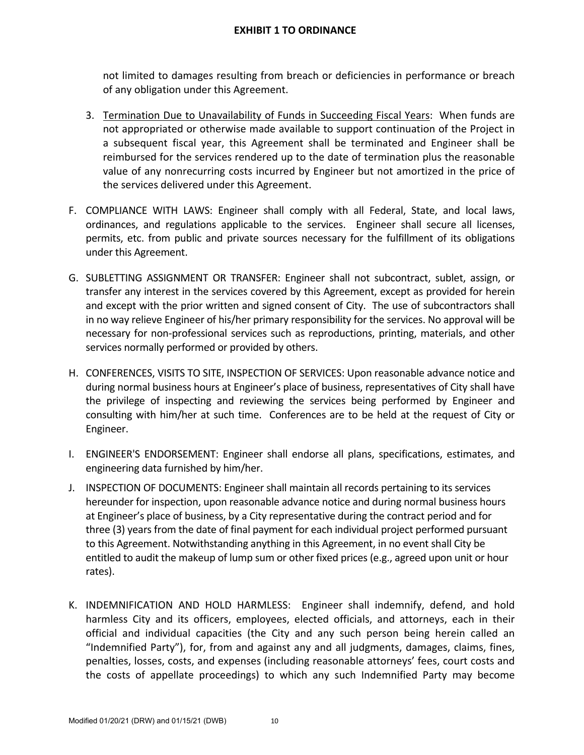not limited to damages resulting from breach or deficiencies in performance or breach of any obligation under this Agreement.

3. Termination Due to Unavailability of Funds in Succeeding Fiscal Years: When funds are not appropriated or otherwise made available to support continuation of the Project in a subsequent fiscal year, this Agreement shall be terminated and Engineer shall be reimbursed for the services rendered up to the date of termination plus the reasonable value of any nonrecurring costs incurred by Engineer but not amortized in the price of the services delivered under this Agreement.

F. COMPLIANCE WITH LAWS: Engineer shall comply with all Federal, State, and local laws, ordinances, and regulations applicable to the services. Engineer shall secure all licenses, permits, etc. from public and private sources necessary for the fulfillment of its obligations under this Agreement.

G. SUBLETTING ASSIGNMENT OR TRANSFER: Engineer shall not subcontract, sublet, assign, or transfer any interest in the services covered by this Agreement, except as provided for herein and except with the prior written and signed consent of City. The use of subcontractors shall in no way relieve Engineer of his/her primary responsibility for the services. No approval will be necessary for non-professional services such as reproductions, printing, materials, and other services normally performed or provided by others.

H. CONFERENCES, VISITS TO SITE, INSPECTION OF SERVICES: Upon reasonable advance notice and during normal business hours at Engineer's place of business, representatives of City shall have the privilege of inspecting and reviewing the services being performed by Engineer and consulting with him/her at such time. Conferences are to be held at the request of City or Engineer.

I. ENGINEER'S ENDORSEMENT: Engineer shall endorse all plans, specifications, estimates, and engineering data furnished by him/her.

J. INSPECTION OF DOCUMENTS: Engineer shall maintain all records pertaining to its services hereunder for inspection, upon reasonable advance notice and during normal business hours at Engineer's place of business, by a City representative during the contract period and for three (3) years from the date of final payment for each individual project performed pursuant to this Agreement. Notwithstanding anything in this Agreement, in no event shall City be entitled to audit the makeup of lump sum or other fixed prices (e.g., agreed upon unit or hour rates).

K. INDEMNIFICATION AND HOLD HARMLESS: Engineer shall indemnify, defend, and hold harmless City and its officers, employees, elected officials, and attorneys, each in their official and individual capacities (the City and any such person being herein called an "Indemnified Party"), for, from and against any and all judgments, damages, claims, fines, penalties, losses, costs, and expenses (including reasonable attorneys' fees, court costs and the costs of appellate proceedings) to which any such Indemnified Party may become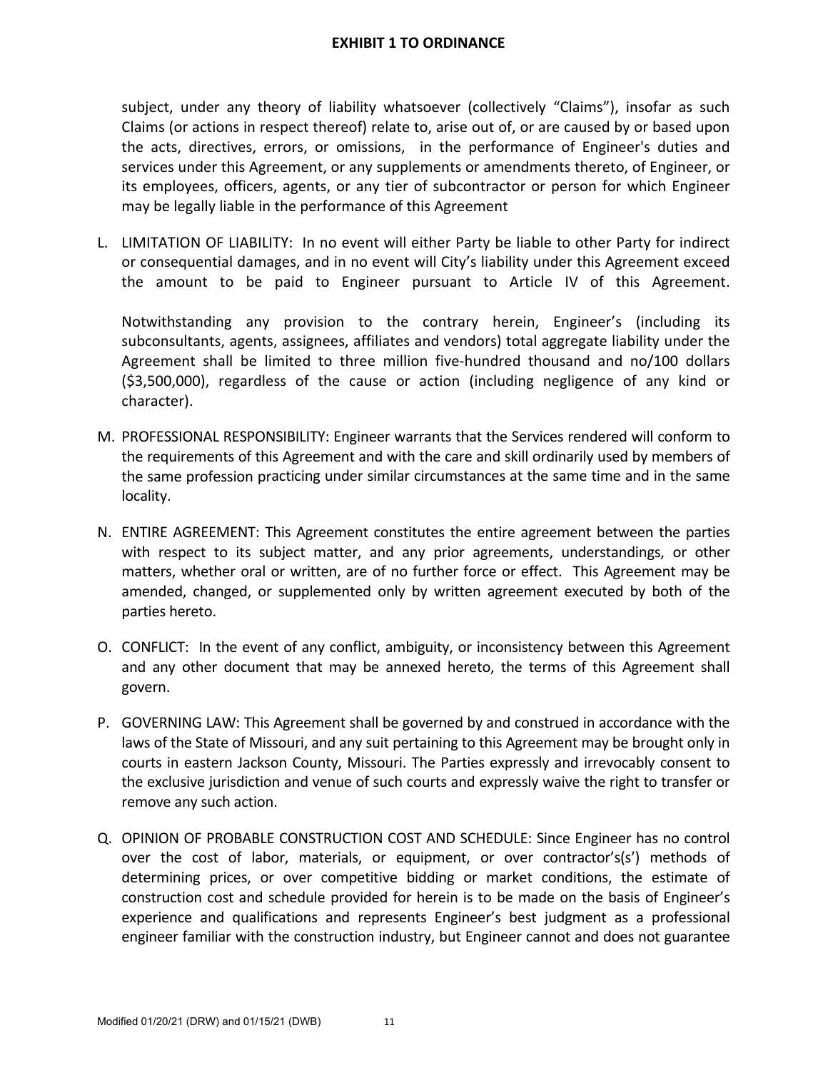subject, under any theory of liability whatsoever (collectively "Claims"), insofar as such Claims (or actions in respect thereof) relate to, arise out of, or are caused by or based upon the acts, directives, errors, or omissions, in the performance of Engineer's duties and services under this Agreement, or any supplements or amendments thereto, of Engineer, or its employees, officers, agents, or any tier of subcontractor or person for which Engineer may be legally liable in the performance of this Agreement

L. LIMITATION OF LIABILITY: In no event will either Party be liable to other Party for indirect or consequential damages, and in no event will City's liability under this Agreement exceed the amount to be paid to Engineer pursuant to Article IV of this Agreement.

   Notwithstanding any provision to the contrary herein, Engineer's (including its subconsultants, agents, assignees, affiliates and vendors) total aggregate liability under the Agreement shall be limited to three million five-hundred thousand and no/100 dollars ($3,500,000), regardless of the cause or action (including negligence of any kind or character).

M. PROFESSIONAL RESPONSIBILITY: Engineer warrants that the Services rendered will conform to the requirements of this Agreement and with the care and skill ordinarily used by members of the same profession practicing under similar circumstances at the same time and in the same locality.

N. ENTIRE AGREEMENT: This Agreement constitutes the entire agreement between the parties with respect to its subject matter, and any prior agreements, understandings, or other matters, whether oral or written, are of no further force or effect. This Agreement may be amended, changed, or supplemented only by written agreement executed by both of the parties hereto.

O. CONFLICT: In the event of any conflict, ambiguity, or inconsistency between this Agreement and any other document that may be annexed hereto, the terms of this Agreement shall govern.

P. GOVERNING LAW: This Agreement shall be governed by and construed in accordance with the laws of the State of Missouri, and any suit pertaining to this Agreement may be brought only in courts in eastern Jackson County, Missouri. The Parties expressly and irrevocably consent to the exclusive jurisdiction and venue of such courts and expressly waive the right to transfer or remove any such action.

Q. OPINION OF PROBABLE CONSTRUCTION COST AND SCHEDULE: Since Engineer has no control over the cost of labor, materials, or equipment, or over contractor's(s') methods of determining prices, or over competitive bidding or market conditions, the estimate of construction cost and schedule provided for herein is to be made on the basis of Engineer's experience and qualifications and represents Engineer's best judgment as a professional engineer familiar with the construction industry, but Engineer cannot and does not guarantee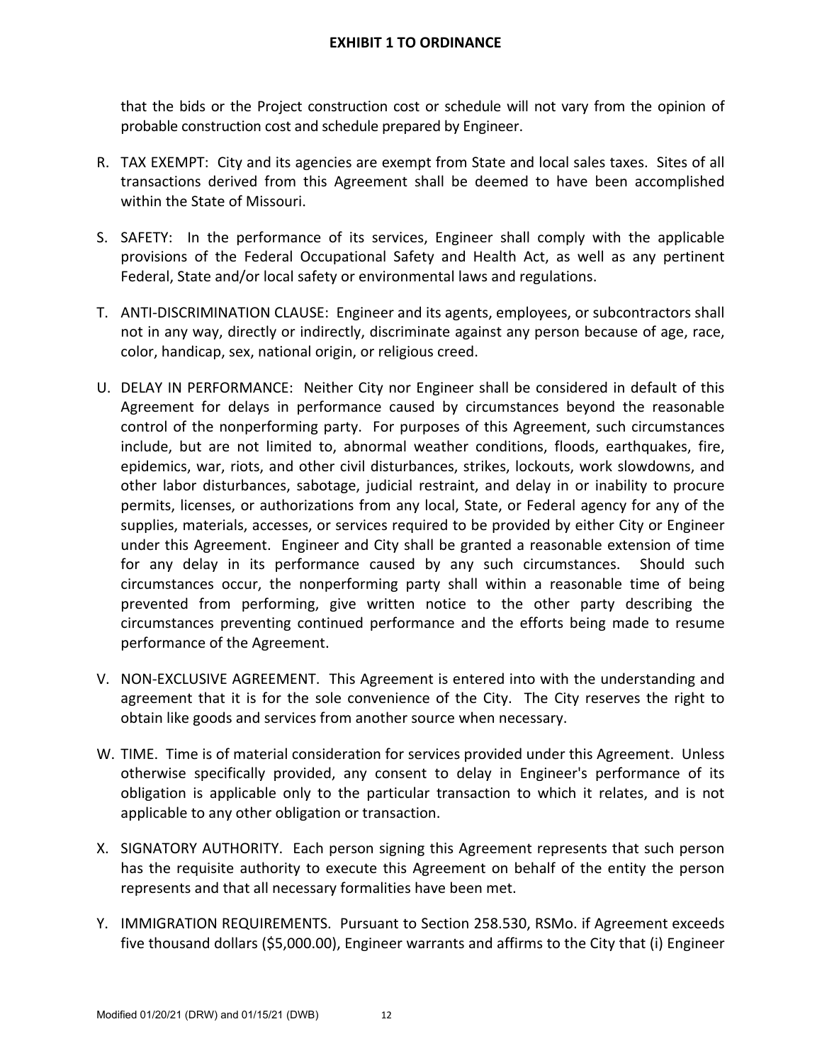that the bids or the Project construction cost or schedule will not vary from the opinion of probable construction cost and schedule prepared by Engineer.

R. TAX EXEMPT: City and its agencies are exempt from State and local sales taxes. Sites of all transactions derived from this Agreement shall be deemed to have been accomplished within the State of Missouri.

S. SAFETY: In the performance of its services, Engineer shall comply with the applicable provisions of the Federal Occupational Safety and Health Act, as well as any pertinent Federal, State and/or local safety or environmental laws and regulations.

T. ANTI-DISCRIMINATION CLAUSE: Engineer and its agents, employees, or subcontractors shall not in any way, directly or indirectly, discriminate against any person because of age, race, color, handicap, sex, national origin, or religious creed.

U. DELAY IN PERFORMANCE: Neither City nor Engineer shall be considered in default of this Agreement for delays in performance caused by circumstances beyond the reasonable control of the nonperforming party. For purposes of this Agreement, such circumstances include, but are not limited to, abnormal weather conditions, floods, earthquakes, fire, epidemics, war, riots, and other civil disturbances, strikes, lockouts, work slowdowns, and other labor disturbances, sabotage, judicial restraint, and delay in or inability to procure permits, licenses, or authorizations from any local, State, or Federal agency for any of the supplies, materials, accesses, or services required to be provided by either City or Engineer under this Agreement. Engineer and City shall be granted a reasonable extension of time for any delay in its performance caused by any such circumstances. Should such circumstances occur, the nonperforming party shall within a reasonable time of being prevented from performing, give written notice to the other party describing the circumstances preventing continued performance and the efforts being made to resume performance of the Agreement.

V. NON-EXCLUSIVE AGREEMENT. This Agreement is entered into with the understanding and agreement that it is for the sole convenience of the City. The City reserves the right to obtain like goods and services from another source when necessary.

W. TIME. Time is of material consideration for services provided under this Agreement. Unless otherwise specifically provided, any consent to delay in Engineer's performance of its obligation is applicable only to the particular transaction to which it relates, and is not applicable to any other obligation or transaction.

X. SIGNATORY AUTHORITY. Each person signing this Agreement represents that such person has the requisite authority to execute this Agreement on behalf of the entity the person represents and that all necessary formalities have been met.

Y. IMMIGRATION REQUIREMENTS. Pursuant to Section 258.530, RSMo. if Agreement exceeds five thousand dollars ($5,000.00), Engineer warrants and affirms to the City that (i) Engineer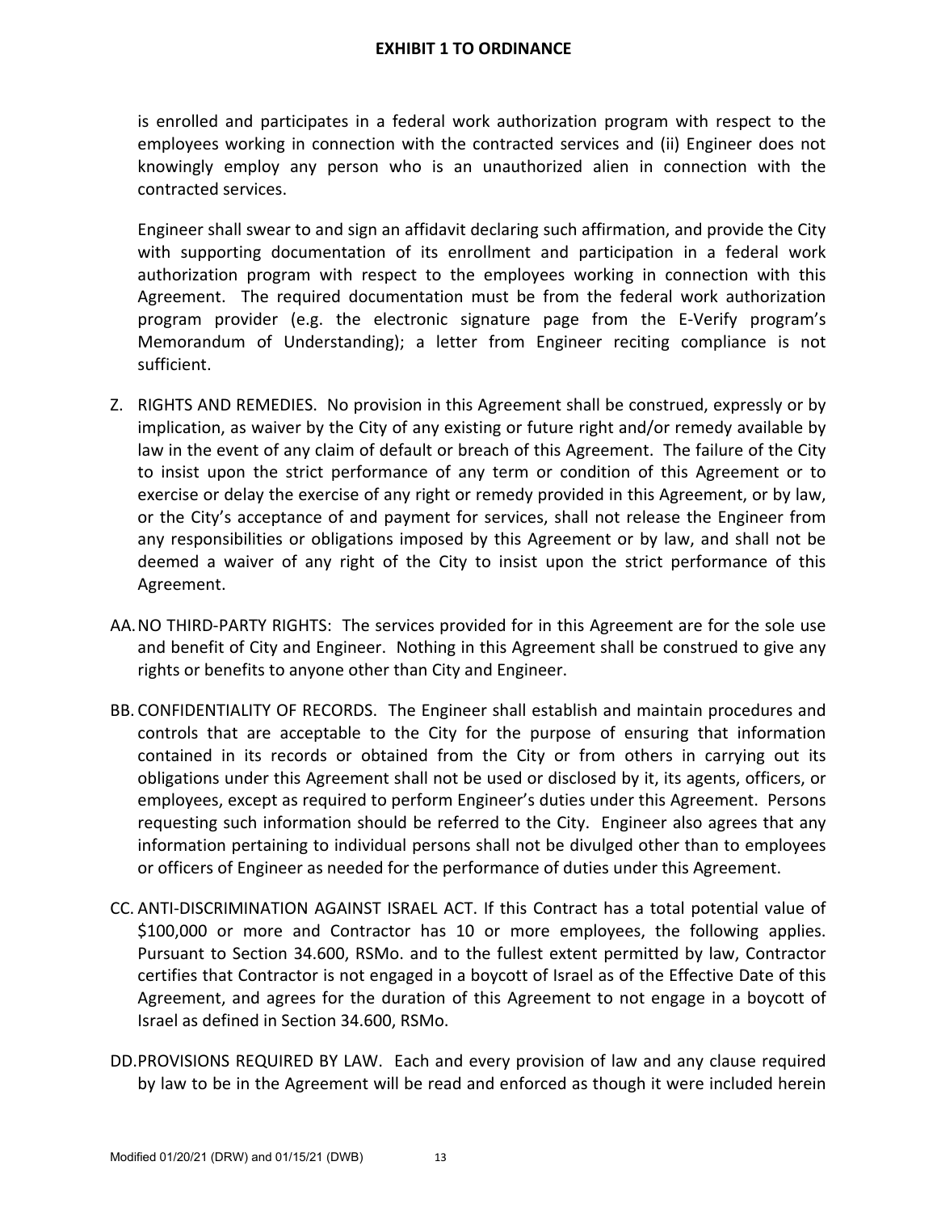is enrolled and participates in a federal work authorization program with respect to the employees working in connection with the contracted services and (ii) Engineer does not knowingly employ any person who is an unauthorized alien in connection with the contracted services.

Engineer shall swear to and sign an affidavit declaring such affirmation, and provide the City with supporting documentation of its enrollment and participation in a federal work authorization program with respect to the employees working in connection with this Agreement. The required documentation must be from the federal work authorization program provider (e.g. the electronic signature page from the E-Verify program's Memorandum of Understanding); a letter from Engineer reciting compliance is not sufficient.

Z. RIGHTS AND REMEDIES. No provision in this Agreement shall be construed, expressly or by implication, as waiver by the City of any existing or future right and/or remedy available by law in the event of any claim of default or breach of this Agreement. The failure of the City to insist upon the strict performance of any term or condition of this Agreement or to exercise or delay the exercise of any right or remedy provided in this Agreement, or by law, or the City's acceptance of and payment for services, shall not release the Engineer from any responsibilities or obligations imposed by this Agreement or by law, and shall not be deemed a waiver of any right of the City to insist upon the strict performance of this Agreement.

AA. NO THIRD-PARTY RIGHTS: The services provided for in this Agreement are for the sole use and benefit of City and Engineer. Nothing in this Agreement shall be construed to give any rights or benefits to anyone other than City and Engineer.

BB. CONFIDENTIALITY OF RECORDS. The Engineer shall establish and maintain procedures and controls that are acceptable to the City for the purpose of ensuring that information contained in its records or obtained from the City or from others in carrying out its obligations under this Agreement shall not be used or disclosed by it, its agents, officers, or employees, except as required to perform Engineer's duties under this Agreement. Persons requesting such information should be referred to the City. Engineer also agrees that any information pertaining to individual persons shall not be divulged other than to employees or officers of Engineer as needed for the performance of duties under this Agreement.

CC. ANTI-DISCRIMINATION AGAINST ISRAEL ACT. If this Contract has a total potential value of \$100,000 or more and Contractor has 10 or more employees, the following applies. Pursuant to Section 34.600, RSMo. and to the fullest extent permitted by law, Contractor certifies that Contractor is not engaged in a boycott of Israel as of the Effective Date of this Agreement, and agrees for the duration of this Agreement to not engage in a boycott of Israel as defined in Section 34.600, RSMo.

DD. PROVISIONS REQUIRED BY LAW. Each and every provision of law and any clause required by law to be in the Agreement will be read and enforced as though it were included herein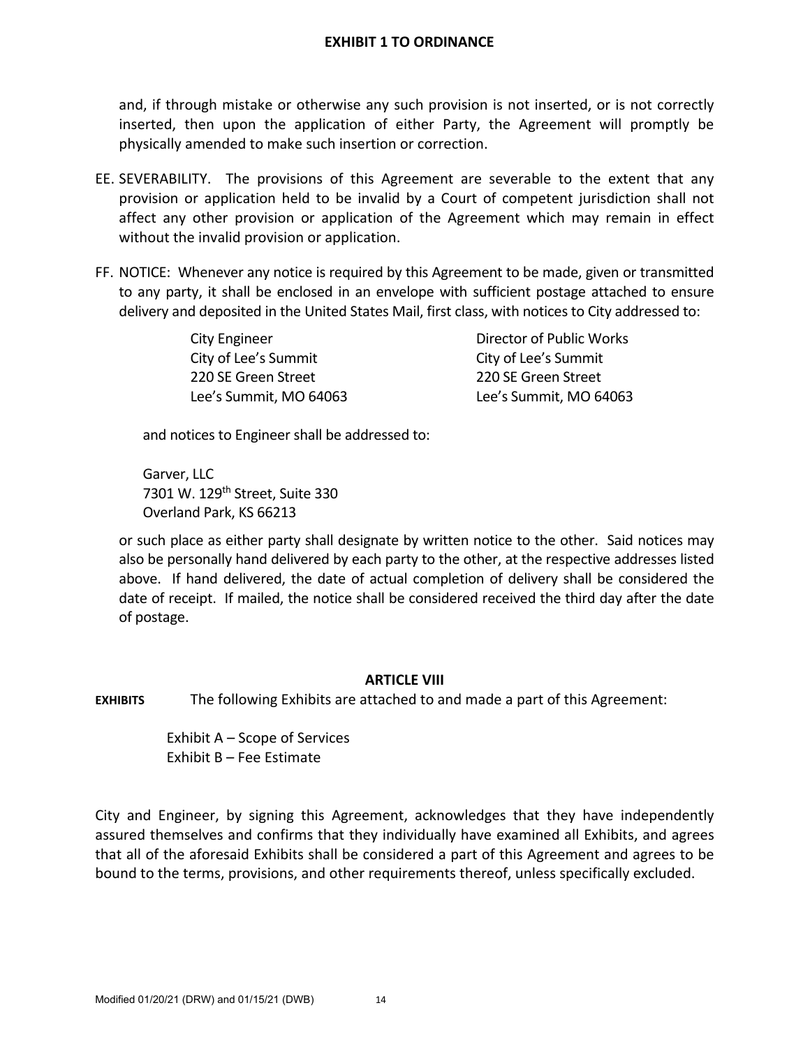and, if through mistake or otherwise any such provision is not inserted, or is not correctly inserted, then upon the application of either Party, the Agreement will promptly be physically amended to make such insertion or correction.

EE. SEVERABILITY. The provisions of this Agreement are severable to the extent that any provision or application held to be invalid by a Court of competent jurisdiction shall not affect any other provision or application of the Agreement which may remain in effect without the invalid provision or application.

FF. NOTICE: Whenever any notice is required by this Agreement to be made, given or transmitted to any party, it shall be enclosed in an envelope with sufficient postage attached to ensure delivery and deposited in the United States Mail, first class, with notices to City addressed to:

City Engineer
City of Lee's Summit
220 SE Green Street
Lee's Summit, MO 64063

Director of Public Works
City of Lee's Summit
220 SE Green Street
Lee's Summit, MO 64063

and notices to Engineer shall be addressed to:

Garver, LLC
7301 W. 129th Street, Suite 330
Overland Park, KS 66213

or such place as either party shall designate by written notice to the other. Said notices may also be personally hand delivered by each party to the other, at the respective addresses listed above. If hand delivered, the date of actual completion of delivery shall be considered the date of receipt. If mailed, the notice shall be considered received the third day after the date of postage.

## ARTICLE VIII

**EXHIBITS** The following Exhibits are attached to and made a part of this Agreement:

Exhibit A – Scope of Services
Exhibit B – Fee Estimate

City and Engineer, by signing this Agreement, acknowledges that they have independently assured themselves and confirms that they individually have examined all Exhibits, and agrees that all of the aforesaid Exhibits shall be considered a part of this Agreement and agrees to be bound to the terms, provisions, and other requirements thereof, unless specifically excluded.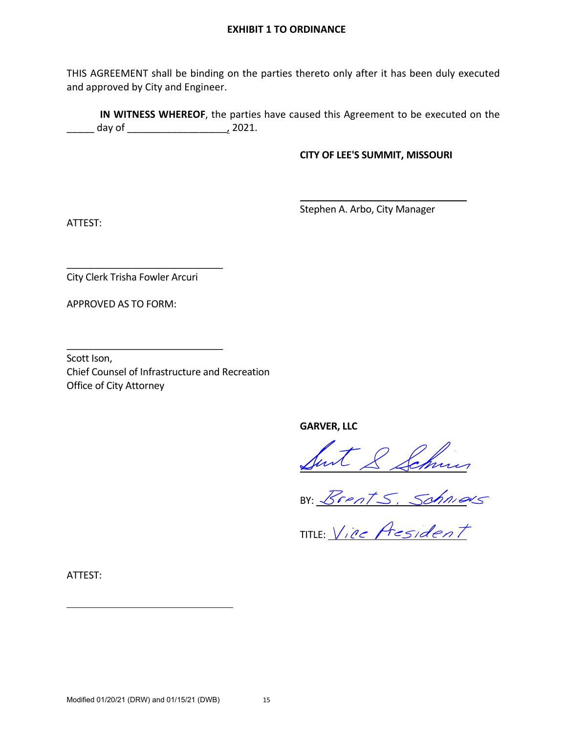**EXHIBIT 1 TO ORDINANCE**

THIS AGREEMENT shall be binding on the parties thereto only after it has been duly executed and approved by City and Engineer.

**IN WITNESS WHEREOF**, the parties have caused this Agreement to be executed on the _____ day of __________________, 2021.

**CITY OF LEE'S SUMMIT, MISSOURI**

______________________________

Stephen A. Arbo, City Manager

ATTEST:

______________________________

City Clerk Trisha Fowler Arcuri

APPROVED AS TO FORM:

______________________________

Scott Ison,
Chief Counsel of Infrastructure and Recreation
Office of City Attorney

**GARVER, LLC**

Brent S. Schniers (signature)

BY: Brent S. Schniers

TITLE: Vice President

ATTEST:

______________________________

Modified 01/20/21 (DRW) and 01/15/21 (DWB)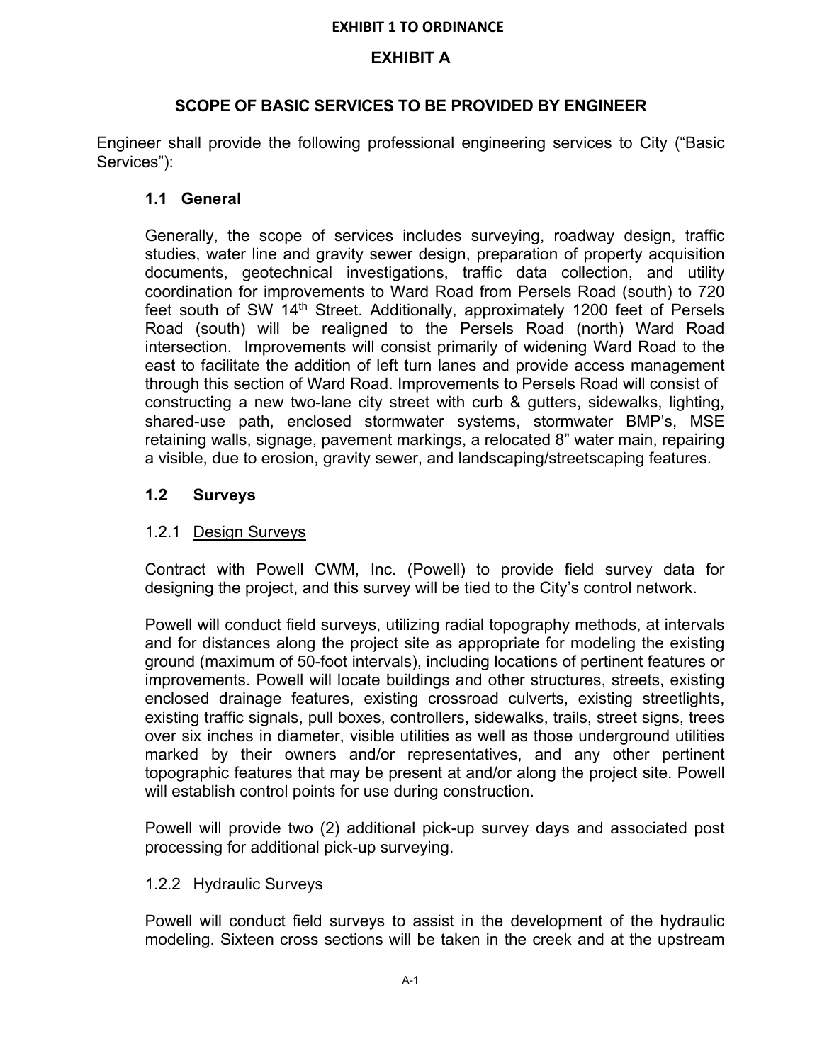EXHIBIT 1 TO ORDINANCE

# EXHIBIT A

## SCOPE OF BASIC SERVICES TO BE PROVIDED BY ENGINEER

Engineer shall provide the following professional engineering services to City ("Basic Services"):

### 1.1 General

Generally, the scope of services includes surveying, roadway design, traffic studies, water line and gravity sewer design, preparation of property acquisition documents, geotechnical investigations, traffic data collection, and utility coordination for improvements to Ward Road from Persels Road (south) to 720 feet south of SW 14th Street. Additionally, approximately 1200 feet of Persels Road (south) will be realigned to the Persels Road (north) Ward Road intersection. Improvements will consist primarily of widening Ward Road to the east to facilitate the addition of left turn lanes and provide access management through this section of Ward Road. Improvements to Persels Road will consist of constructing a new two-lane city street with curb & gutters, sidewalks, lighting, shared-use path, enclosed stormwater systems, stormwater BMP's, MSE retaining walls, signage, pavement markings, a relocated 8" water main, repairing a visible, due to erosion, gravity sewer, and landscaping/streetscaping features.

### 1.2 Surveys

1.2.1 <u>Design Surveys</u>

Contract with Powell CWM, Inc. (Powell) to provide field survey data for designing the project, and this survey will be tied to the City's control network.

Powell will conduct field surveys, utilizing radial topography methods, at intervals and for distances along the project site as appropriate for modeling the existing ground (maximum of 50-foot intervals), including locations of pertinent features or improvements. Powell will locate buildings and other structures, streets, existing enclosed drainage features, existing crossroad culverts, existing streetlights, existing traffic signals, pull boxes, controllers, sidewalks, trails, street signs, trees over six inches in diameter, visible utilities as well as those underground utilities marked by their owners and/or representatives, and any other pertinent topographic features that may be present at and/or along the project site. Powell will establish control points for use during construction.

Powell will provide two (2) additional pick-up survey days and associated post processing for additional pick-up surveying.

1.2.2 <u>Hydraulic Surveys</u>

Powell will conduct field surveys to assist in the development of the hydraulic modeling. Sixteen cross sections will be taken in the creek and at the upstream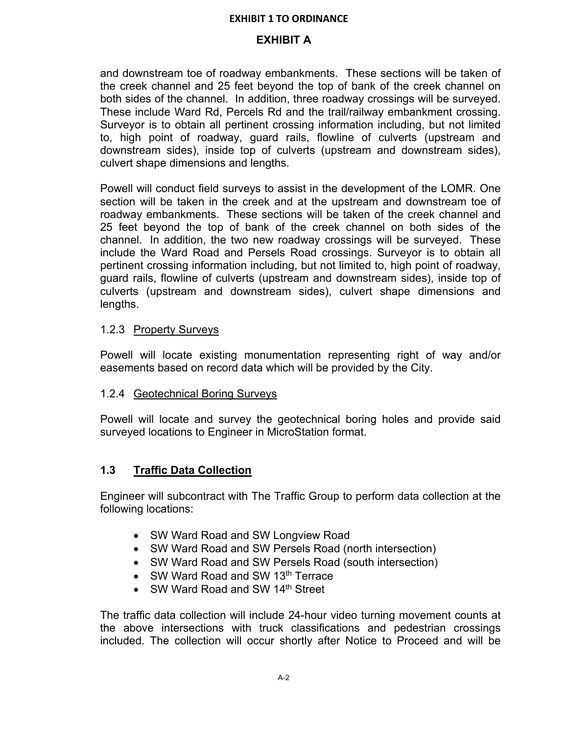and downstream toe of roadway embankments. These sections will be taken of the creek channel and 25 feet beyond the top of bank of the creek channel on both sides of the channel. In addition, three roadway crossings will be surveyed. These include Ward Rd, Percels Rd and the trail/railway embankment crossing. Surveyor is to obtain all pertinent crossing information including, but not limited to, high point of roadway, guard rails, flowline of culverts (upstream and downstream sides), inside top of culverts (upstream and downstream sides), culvert shape dimensions and lengths.

Powell will conduct field surveys to assist in the development of the LOMR. One section will be taken in the creek and at the upstream and downstream toe of roadway embankments. These sections will be taken of the creek channel and 25 feet beyond the top of bank of the creek channel on both sides of the channel. In addition, the two new roadway crossings will be surveyed. These include the Ward Road and Persels Road crossings. Surveyor is to obtain all pertinent crossing information including, but not limited to, high point of roadway, guard rails, flowline of culverts (upstream and downstream sides), inside top of culverts (upstream and downstream sides), culvert shape dimensions and lengths.

#### 1.2.3 Property Surveys

Powell will locate existing monumentation representing right of way and/or easements based on record data which will be provided by the City.

#### 1.2.4 Geotechnical Boring Surveys

Powell will locate and survey the geotechnical boring holes and provide said surveyed locations to Engineer in MicroStation format.

### 1.3 Traffic Data Collection

Engineer will subcontract with The Traffic Group to perform data collection at the following locations:

- SW Ward Road and SW Longview Road
- SW Ward Road and SW Persels Road (north intersection)
- SW Ward Road and SW Persels Road (south intersection)
- SW Ward Road and SW 13th Terrace
- SW Ward Road and SW 14th Street

The traffic data collection will include 24-hour video turning movement counts at the above intersections with truck classifications and pedestrian crossings included. The collection will occur shortly after Notice to Proceed and will be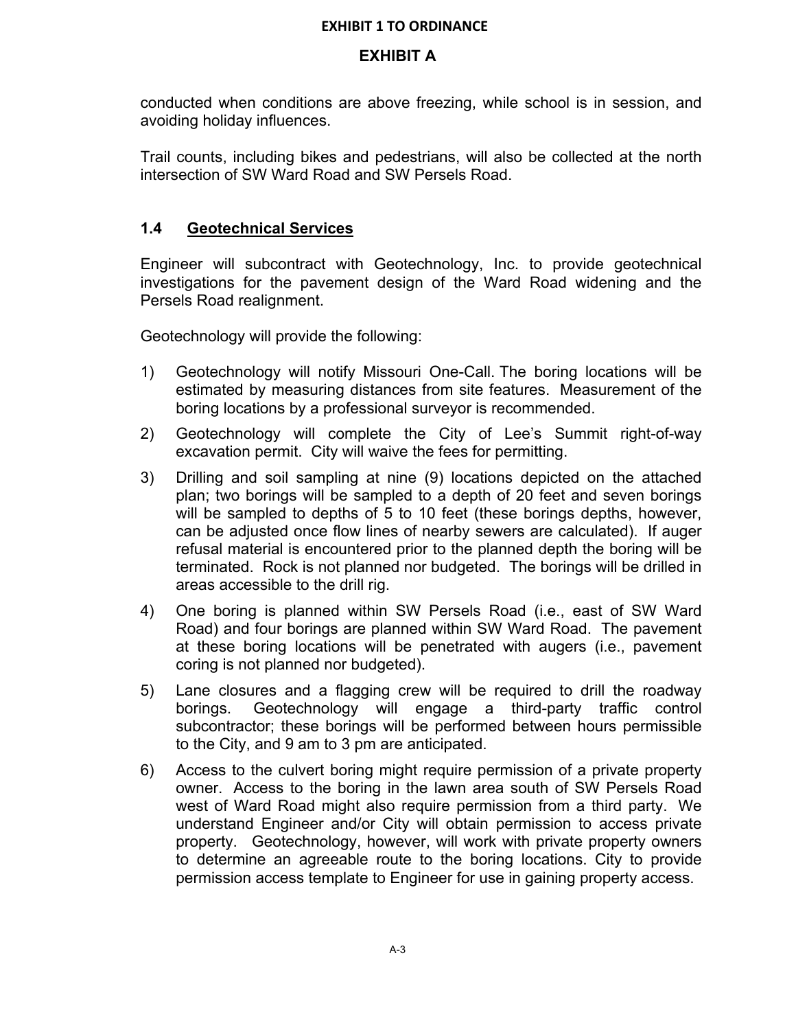conducted when conditions are above freezing, while school is in session, and avoiding holiday influences.

Trail counts, including bikes and pedestrians, will also be collected at the north intersection of SW Ward Road and SW Persels Road.

## 1.4 Geotechnical Services

Engineer will subcontract with Geotechnology, Inc. to provide geotechnical investigations for the pavement design of the Ward Road widening and the Persels Road realignment.

Geotechnology will provide the following:

1) Geotechnology will notify Missouri One-Call. The boring locations will be estimated by measuring distances from site features. Measurement of the boring locations by a professional surveyor is recommended.
2) Geotechnology will complete the City of Lee's Summit right-of-way excavation permit. City will waive the fees for permitting.
3) Drilling and soil sampling at nine (9) locations depicted on the attached plan; two borings will be sampled to a depth of 20 feet and seven borings will be sampled to depths of 5 to 10 feet (these borings depths, however, can be adjusted once flow lines of nearby sewers are calculated). If auger refusal material is encountered prior to the planned depth the boring will be terminated. Rock is not planned nor budgeted. The borings will be drilled in areas accessible to the drill rig.
4) One boring is planned within SW Persels Road (i.e., east of SW Ward Road) and four borings are planned within SW Ward Road. The pavement at these boring locations will be penetrated with augers (i.e., pavement coring is not planned nor budgeted).
5) Lane closures and a flagging crew will be required to drill the roadway borings. Geotechnology will engage a third-party traffic control subcontractor; these borings will be performed between hours permissible to the City, and 9 am to 3 pm are anticipated.
6) Access to the culvert boring might require permission of a private property owner. Access to the boring in the lawn area south of SW Persels Road west of Ward Road might also require permission from a third party. We understand Engineer and/or City will obtain permission to access private property. Geotechnology, however, will work with private property owners to determine an agreeable route to the boring locations. City to provide permission access template to Engineer for use in gaining property access.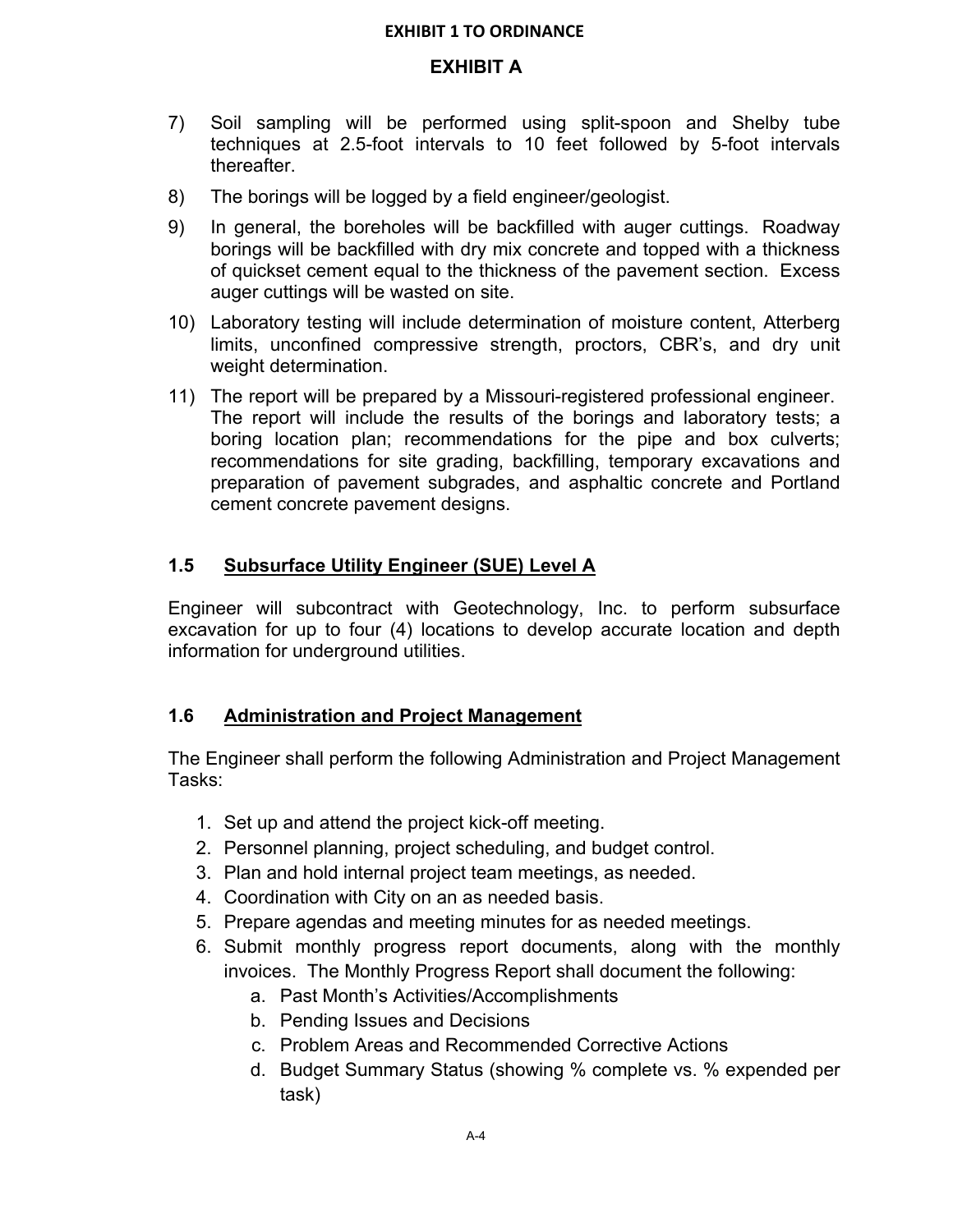**EXHIBIT 1 TO ORDINANCE**

## EXHIBIT A

7) Soil sampling will be performed using split-spoon and Shelby tube techniques at 2.5-foot intervals to 10 feet followed by 5-foot intervals thereafter.

8) The borings will be logged by a field engineer/geologist.

9) In general, the boreholes will be backfilled with auger cuttings. Roadway borings will be backfilled with dry mix concrete and topped with a thickness of quickset cement equal to the thickness of the pavement section. Excess auger cuttings will be wasted on site.

10) Laboratory testing will include determination of moisture content, Atterberg limits, unconfined compressive strength, proctors, CBR's, and dry unit weight determination.

11) The report will be prepared by a Missouri-registered professional engineer. The report will include the results of the borings and laboratory tests; a boring location plan; recommendations for the pipe and box culverts; recommendations for site grading, backfilling, temporary excavations and preparation of pavement subgrades, and asphaltic concrete and Portland cement concrete pavement designs.

### 1.5 Subsurface Utility Engineer (SUE) Level A

Engineer will subcontract with Geotechnology, Inc. to perform subsurface excavation for up to four (4) locations to develop accurate location and depth information for underground utilities.

### 1.6 Administration and Project Management

The Engineer shall perform the following Administration and Project Management Tasks:

1. Set up and attend the project kick-off meeting.
2. Personnel planning, project scheduling, and budget control.
3. Plan and hold internal project team meetings, as needed.
4. Coordination with City on an as needed basis.
5. Prepare agendas and meeting minutes for as needed meetings.
6. Submit monthly progress report documents, along with the monthly invoices. The Monthly Progress Report shall document the following:
    a. Past Month's Activities/Accomplishments
    b. Pending Issues and Decisions
    c. Problem Areas and Recommended Corrective Actions
    d. Budget Summary Status (showing % complete vs. % expended per task)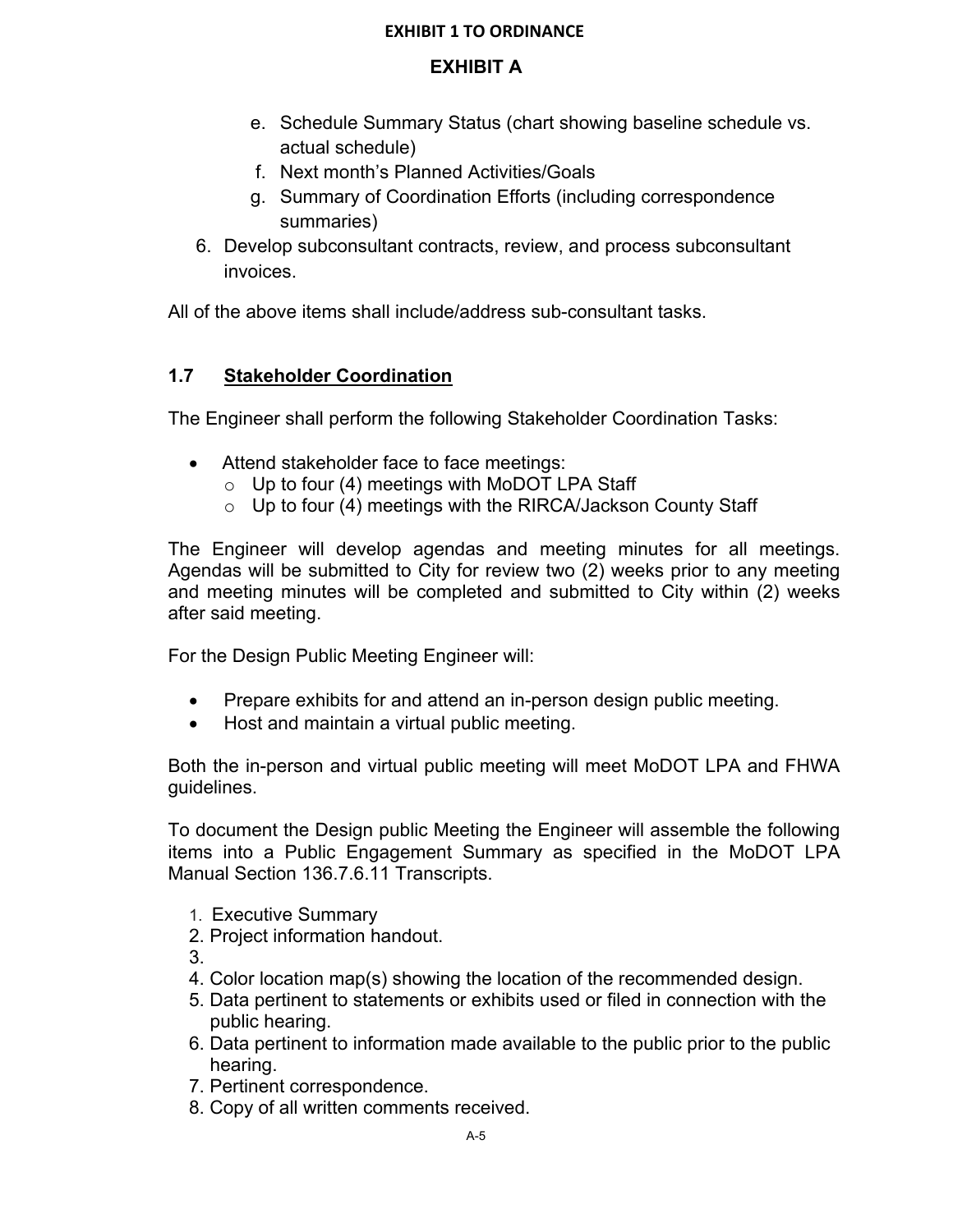**EXHIBIT 1 TO ORDINANCE**

**EXHIBIT A**

e. Schedule Summary Status (chart showing baseline schedule vs. actual schedule)
f. Next month's Planned Activities/Goals
g. Summary of Coordination Efforts (including correspondence summaries)

6. Develop subconsultant contracts, review, and process subconsultant invoices.

All of the above items shall include/address sub-consultant tasks.

## 1.7 Stakeholder Coordination

The Engineer shall perform the following Stakeholder Coordination Tasks:

- Attend stakeholder face to face meetings:
  - Up to four (4) meetings with MoDOT LPA Staff
  - Up to four (4) meetings with the RIRCA/Jackson County Staff

The Engineer will develop agendas and meeting minutes for all meetings. Agendas will be submitted to City for review two (2) weeks prior to any meeting and meeting minutes will be completed and submitted to City within (2) weeks after said meeting.

For the Design Public Meeting Engineer will:

- Prepare exhibits for and attend an in-person design public meeting.
- Host and maintain a virtual public meeting.

Both the in-person and virtual public meeting will meet MoDOT LPA and FHWA guidelines.

To document the Design public Meeting the Engineer will assemble the following items into a Public Engagement Summary as specified in the MoDOT LPA Manual Section 136.7.6.11 Transcripts.

1. Executive Summary
2. Project information handout.
3. 
4. Color location map(s) showing the location of the recommended design.
5. Data pertinent to statements or exhibits used or filed in connection with the public hearing.
6. Data pertinent to information made available to the public prior to the public hearing.
7. Pertinent correspondence.
8. Copy of all written comments received.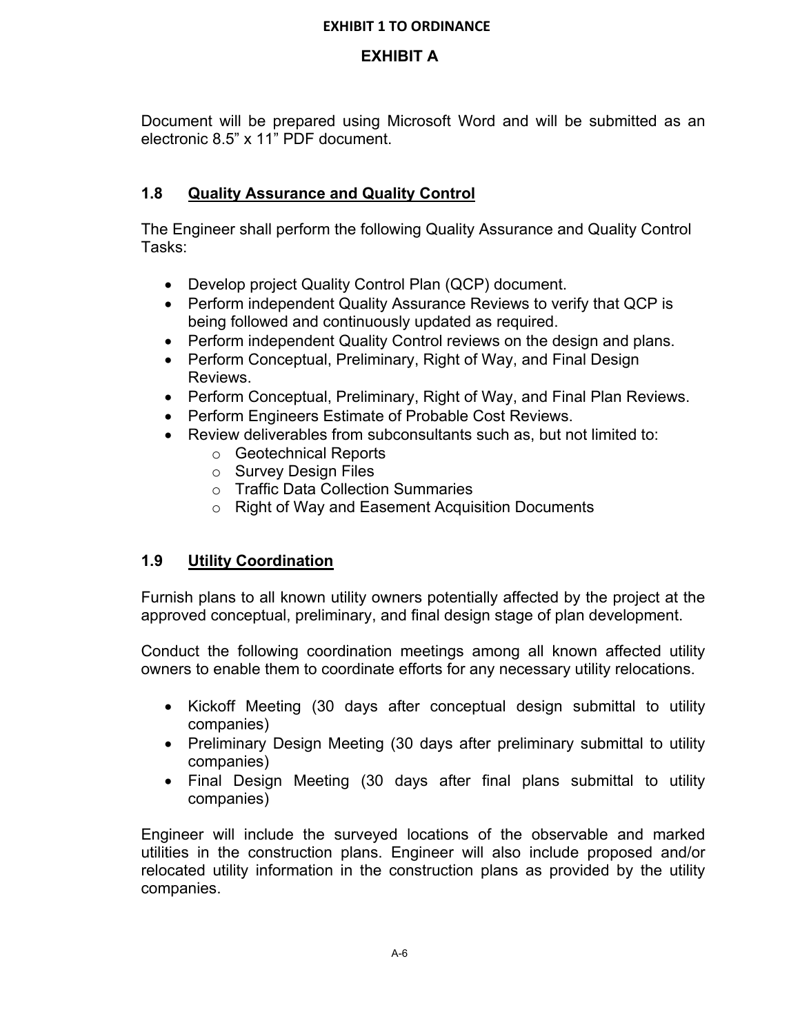Document will be prepared using Microsoft Word and will be submitted as an electronic 8.5” x 11” PDF document.

### 1.8 Quality Assurance and Quality Control

The Engineer shall perform the following Quality Assurance and Quality Control Tasks:

- Develop project Quality Control Plan (QCP) document.
- Perform independent Quality Assurance Reviews to verify that QCP is being followed and continuously updated as required.
- Perform independent Quality Control reviews on the design and plans.
- Perform Conceptual, Preliminary, Right of Way, and Final Design Reviews.
- Perform Conceptual, Preliminary, Right of Way, and Final Plan Reviews.
- Perform Engineers Estimate of Probable Cost Reviews.
- Review deliverables from subconsultants such as, but not limited to:
  - Geotechnical Reports
  - Survey Design Files
  - Traffic Data Collection Summaries
  - Right of Way and Easement Acquisition Documents

### 1.9 Utility Coordination

Furnish plans to all known utility owners potentially affected by the project at the approved conceptual, preliminary, and final design stage of plan development.

Conduct the following coordination meetings among all known affected utility owners to enable them to coordinate efforts for any necessary utility relocations.

- Kickoff Meeting (30 days after conceptual design submittal to utility companies)
- Preliminary Design Meeting (30 days after preliminary submittal to utility companies)
- Final Design Meeting (30 days after final plans submittal to utility companies)

Engineer will include the surveyed locations of the observable and marked utilities in the construction plans. Engineer will also include proposed and/or relocated utility information in the construction plans as provided by the utility companies.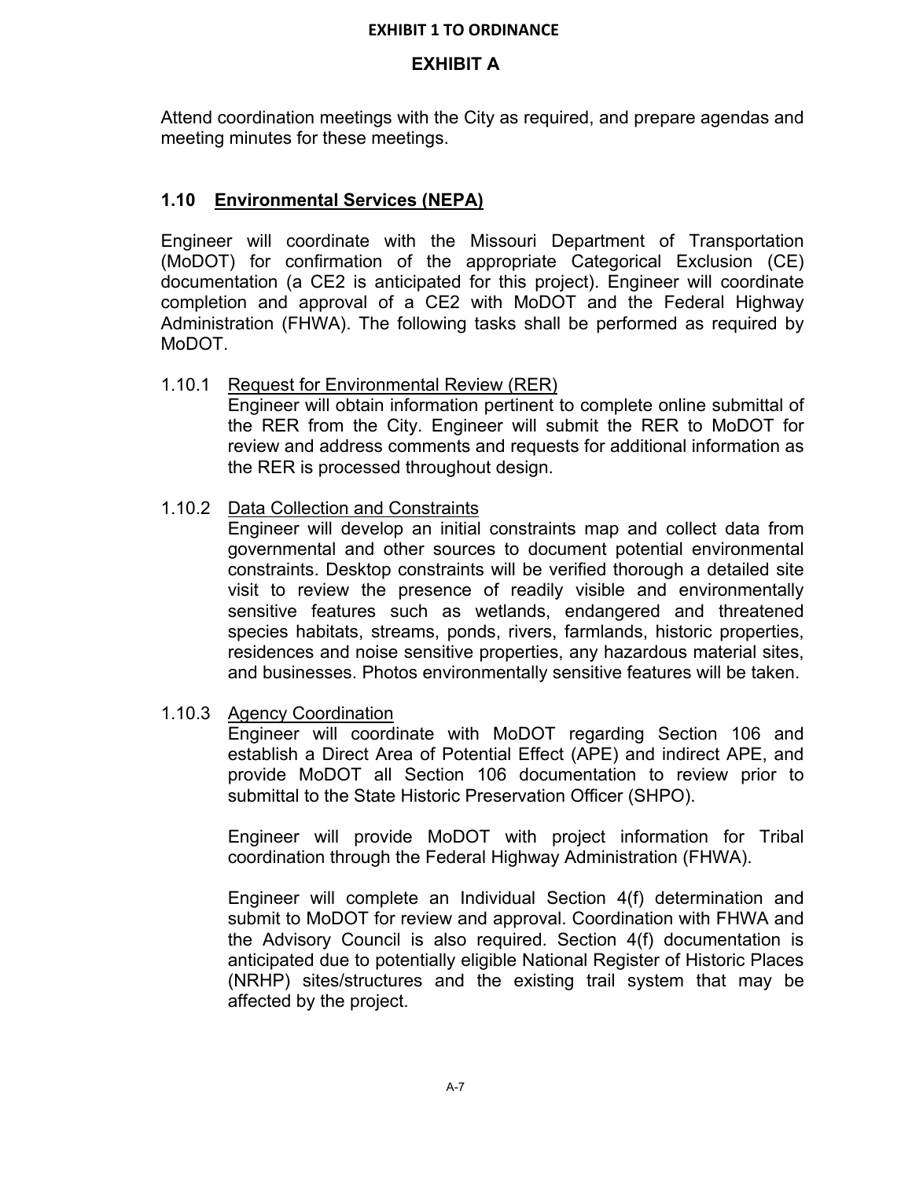Attend coordination meetings with the City as required, and prepare agendas and meeting minutes for these meetings.

## 1.10 Environmental Services (NEPA)

Engineer will coordinate with the Missouri Department of Transportation (MoDOT) for confirmation of the appropriate Categorical Exclusion (CE) documentation (a CE2 is anticipated for this project). Engineer will coordinate completion and approval of a CE2 with MoDOT and the Federal Highway Administration (FHWA). The following tasks shall be performed as required by MoDOT.

1.10.1 Request for Environmental Review (RER)

Engineer will obtain information pertinent to complete online submittal of the RER from the City. Engineer will submit the RER to MoDOT for review and address comments and requests for additional information as the RER is processed throughout design.

1.10.2 Data Collection and Constraints

Engineer will develop an initial constraints map and collect data from governmental and other sources to document potential environmental constraints. Desktop constraints will be verified thorough a detailed site visit to review the presence of readily visible and environmentally sensitive features such as wetlands, endangered and threatened species habitats, streams, ponds, rivers, farmlands, historic properties, residences and noise sensitive properties, any hazardous material sites, and businesses. Photos environmentally sensitive features will be taken.

1.10.3 Agency Coordination

Engineer will coordinate with MoDOT regarding Section 106 and establish a Direct Area of Potential Effect (APE) and indirect APE, and provide MoDOT all Section 106 documentation to review prior to submittal to the State Historic Preservation Officer (SHPO).

Engineer will provide MoDOT with project information for Tribal coordination through the Federal Highway Administration (FHWA).

Engineer will complete an Individual Section 4(f) determination and submit to MoDOT for review and approval. Coordination with FHWA and the Advisory Council is also required. Section 4(f) documentation is anticipated due to potentially eligible National Register of Historic Places (NRHP) sites/structures and the existing trail system that may be affected by the project.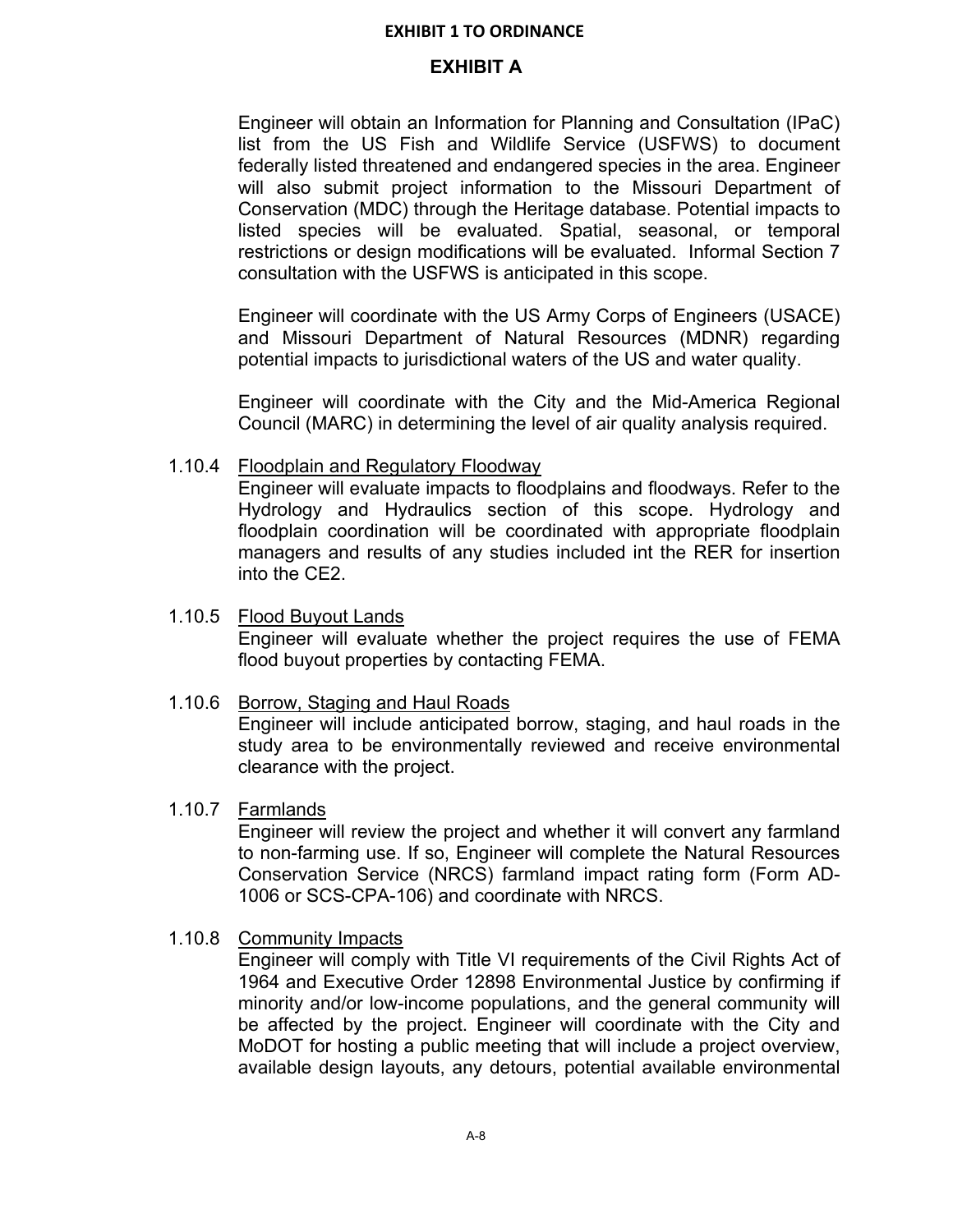Engineer will obtain an Information for Planning and Consultation (IPaC) list from the US Fish and Wildlife Service (USFWS) to document federally listed threatened and endangered species in the area. Engineer will also submit project information to the Missouri Department of Conservation (MDC) through the Heritage database. Potential impacts to listed species will be evaluated. Spatial, seasonal, or temporal restrictions or design modifications will be evaluated. Informal Section 7 consultation with the USFWS is anticipated in this scope.

Engineer will coordinate with the US Army Corps of Engineers (USACE) and Missouri Department of Natural Resources (MDNR) regarding potential impacts to jurisdictional waters of the US and water quality.

Engineer will coordinate with the City and the Mid-America Regional Council (MARC) in determining the level of air quality analysis required.

1.10.4 Floodplain and Regulatory Floodway

Engineer will evaluate impacts to floodplains and floodways. Refer to the Hydrology and Hydraulics section of this scope. Hydrology and floodplain coordination will be coordinated with appropriate floodplain managers and results of any studies included int the RER for insertion into the CE2.

1.10.5 Flood Buyout Lands

Engineer will evaluate whether the project requires the use of FEMA flood buyout properties by contacting FEMA.

1.10.6 Borrow, Staging and Haul Roads

Engineer will include anticipated borrow, staging, and haul roads in the study area to be environmentally reviewed and receive environmental clearance with the project.

1.10.7 Farmlands

Engineer will review the project and whether it will convert any farmland to non-farming use. If so, Engineer will complete the Natural Resources Conservation Service (NRCS) farmland impact rating form (Form AD-1006 or SCS-CPA-106) and coordinate with NRCS.

1.10.8 Community Impacts

Engineer will comply with Title VI requirements of the Civil Rights Act of 1964 and Executive Order 12898 Environmental Justice by confirming if minority and/or low-income populations, and the general community will be affected by the project. Engineer will coordinate with the City and MoDOT for hosting a public meeting that will include a project overview, available design layouts, any detours, potential available environmental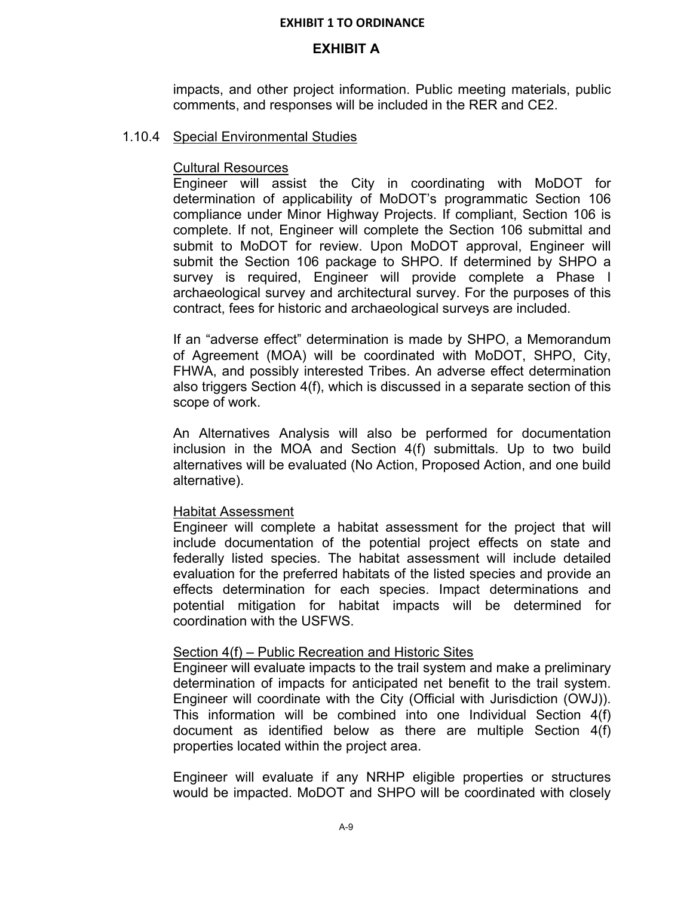impacts, and other project information. Public meeting materials, public comments, and responses will be included in the RER and CE2.

### 1.10.4 Special Environmental Studies

Cultural Resources

Engineer will assist the City in coordinating with MoDOT for determination of applicability of MoDOT's programmatic Section 106 compliance under Minor Highway Projects. If compliant, Section 106 is complete. If not, Engineer will complete the Section 106 submittal and submit to MoDOT for review. Upon MoDOT approval, Engineer will submit the Section 106 package to SHPO. If determined by SHPO a survey is required, Engineer will provide complete a Phase I archaeological survey and architectural survey. For the purposes of this contract, fees for historic and archaeological surveys are included.

If an "adverse effect" determination is made by SHPO, a Memorandum of Agreement (MOA) will be coordinated with MoDOT, SHPO, City, FHWA, and possibly interested Tribes. An adverse effect determination also triggers Section 4(f), which is discussed in a separate section of this scope of work.

An Alternatives Analysis will also be performed for documentation inclusion in the MOA and Section 4(f) submittals. Up to two build alternatives will be evaluated (No Action, Proposed Action, and one build alternative).

Habitat Assessment

Engineer will complete a habitat assessment for the project that will include documentation of the potential project effects on state and federally listed species. The habitat assessment will include detailed evaluation for the preferred habitats of the listed species and provide an effects determination for each species. Impact determinations and potential mitigation for habitat impacts will be determined for coordination with the USFWS.

Section 4(f) – Public Recreation and Historic Sites

Engineer will evaluate impacts to the trail system and make a preliminary determination of impacts for anticipated net benefit to the trail system. Engineer will coordinate with the City (Official with Jurisdiction (OWJ)). This information will be combined into one Individual Section 4(f) document as identified below as there are multiple Section 4(f) properties located within the project area.

Engineer will evaluate if any NRHP eligible properties or structures would be impacted. MoDOT and SHPO will be coordinated with closely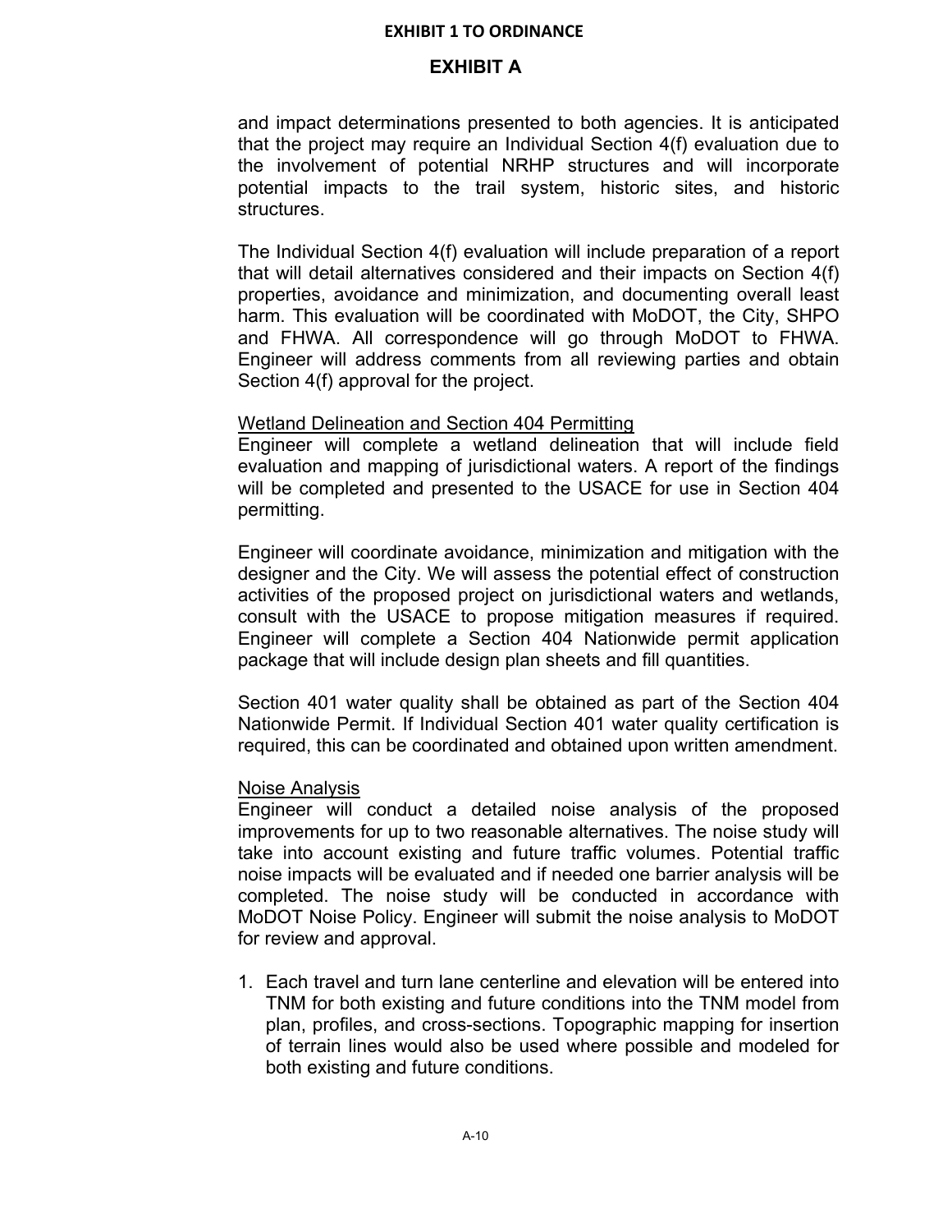and impact determinations presented to both agencies. It is anticipated that the project may require an Individual Section 4(f) evaluation due to the involvement of potential NRHP structures and will incorporate potential impacts to the trail system, historic sites, and historic structures.

The Individual Section 4(f) evaluation will include preparation of a report that will detail alternatives considered and their impacts on Section 4(f) properties, avoidance and minimization, and documenting overall least harm. This evaluation will be coordinated with MoDOT, the City, SHPO and FHWA. All correspondence will go through MoDOT to FHWA. Engineer will address comments from all reviewing parties and obtain Section 4(f) approval for the project.

<u>Wetland Delineation and Section 404 Permitting</u>

Engineer will complete a wetland delineation that will include field evaluation and mapping of jurisdictional waters. A report of the findings will be completed and presented to the USACE for use in Section 404 permitting.

Engineer will coordinate avoidance, minimization and mitigation with the designer and the City. We will assess the potential effect of construction activities of the proposed project on jurisdictional waters and wetlands, consult with the USACE to propose mitigation measures if required. Engineer will complete a Section 404 Nationwide permit application package that will include design plan sheets and fill quantities.

Section 401 water quality shall be obtained as part of the Section 404 Nationwide Permit. If Individual Section 401 water quality certification is required, this can be coordinated and obtained upon written amendment.

<u>Noise Analysis</u>

Engineer will conduct a detailed noise analysis of the proposed improvements for up to two reasonable alternatives. The noise study will take into account existing and future traffic volumes. Potential traffic noise impacts will be evaluated and if needed one barrier analysis will be completed. The noise study will be conducted in accordance with MoDOT Noise Policy. Engineer will submit the noise analysis to MoDOT for review and approval.

1. Each travel and turn lane centerline and elevation will be entered into TNM for both existing and future conditions into the TNM model from plan, profiles, and cross-sections. Topographic mapping for insertion of terrain lines would also be used where possible and modeled for both existing and future conditions.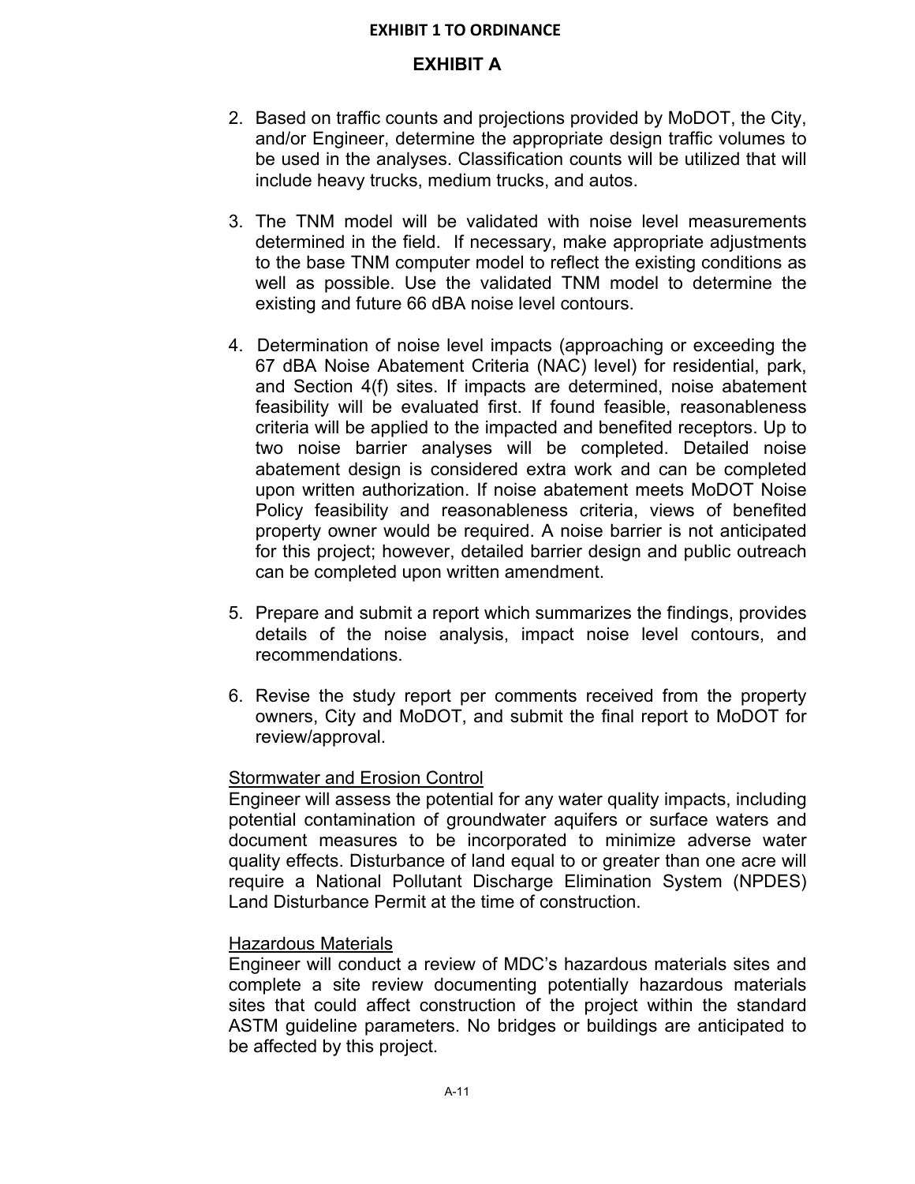2. Based on traffic counts and projections provided by MoDOT, the City, and/or Engineer, determine the appropriate design traffic volumes to be used in the analyses. Classification counts will be utilized that will include heavy trucks, medium trucks, and autos.

3. The TNM model will be validated with noise level measurements determined in the field. If necessary, make appropriate adjustments to the base TNM computer model to reflect the existing conditions as well as possible. Use the validated TNM model to determine the existing and future 66 dBA noise level contours.

4. Determination of noise level impacts (approaching or exceeding the 67 dBA Noise Abatement Criteria (NAC) level) for residential, park, and Section 4(f) sites. If impacts are determined, noise abatement feasibility will be evaluated first. If found feasible, reasonableness criteria will be applied to the impacted and benefited receptors. Up to two noise barrier analyses will be completed. Detailed noise abatement design is considered extra work and can be completed upon written authorization. If noise abatement meets MoDOT Noise Policy feasibility and reasonableness criteria, views of benefited property owner would be required. A noise barrier is not anticipated for this project; however, detailed barrier design and public outreach can be completed upon written amendment.

5. Prepare and submit a report which summarizes the findings, provides details of the noise analysis, impact noise level contours, and recommendations.

6. Revise the study report per comments received from the property owners, City and MoDOT, and submit the final report to MoDOT for review/approval.

Stormwater and Erosion Control

Engineer will assess the potential for any water quality impacts, including potential contamination of groundwater aquifers or surface waters and document measures to be incorporated to minimize adverse water quality effects. Disturbance of land equal to or greater than one acre will require a National Pollutant Discharge Elimination System (NPDES) Land Disturbance Permit at the time of construction.

Hazardous Materials

Engineer will conduct a review of MDC's hazardous materials sites and complete a site review documenting potentially hazardous materials sites that could affect construction of the project within the standard ASTM guideline parameters. No bridges or buildings are anticipated to be affected by this project.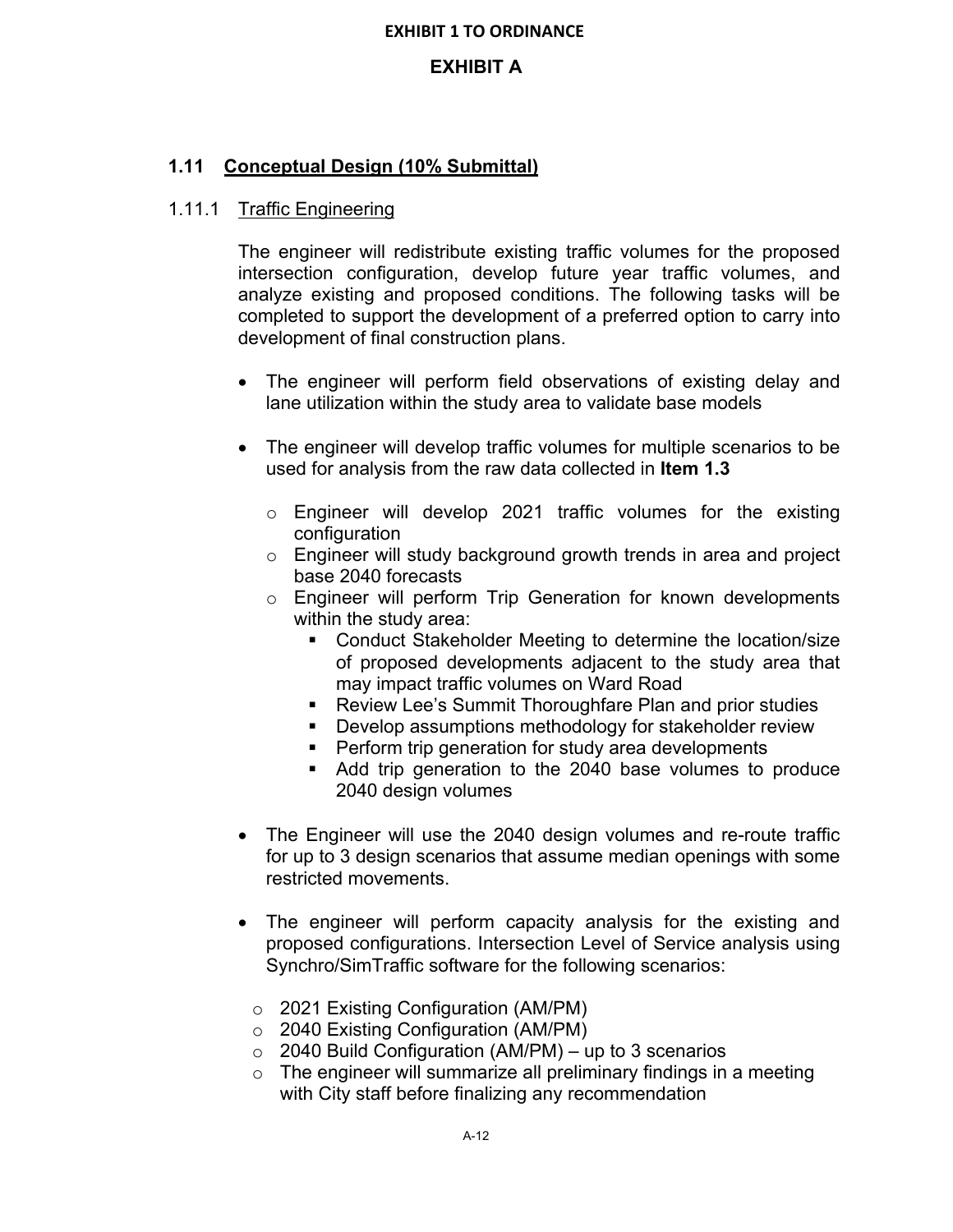## 1.11 Conceptual Design (10% Submittal)

### 1.11.1 Traffic Engineering

The engineer will redistribute existing traffic volumes for the proposed intersection configuration, develop future year traffic volumes, and analyze existing and proposed conditions. The following tasks will be completed to support the development of a preferred option to carry into development of final construction plans.

- The engineer will perform field observations of existing delay and lane utilization within the study area to validate base models
- The engineer will develop traffic volumes for multiple scenarios to be used for analysis from the raw data collected in **Item 1.3**
  - Engineer will develop 2021 traffic volumes for the existing configuration
  - Engineer will study background growth trends in area and project base 2040 forecasts
  - Engineer will perform Trip Generation for known developments within the study area:
    - Conduct Stakeholder Meeting to determine the location/size of proposed developments adjacent to the study area that may impact traffic volumes on Ward Road
    - Review Lee's Summit Thoroughfare Plan and prior studies
    - Develop assumptions methodology for stakeholder review
    - Perform trip generation for study area developments
    - Add trip generation to the 2040 base volumes to produce 2040 design volumes
- The Engineer will use the 2040 design volumes and re-route traffic for up to 3 design scenarios that assume median openings with some restricted movements.
- The engineer will perform capacity analysis for the existing and proposed configurations. Intersection Level of Service analysis using Synchro/SimTraffic software for the following scenarios:
  - 2021 Existing Configuration (AM/PM)
  - 2040 Existing Configuration (AM/PM)
  - 2040 Build Configuration (AM/PM) – up to 3 scenarios
  - The engineer will summarize all preliminary findings in a meeting with City staff before finalizing any recommendation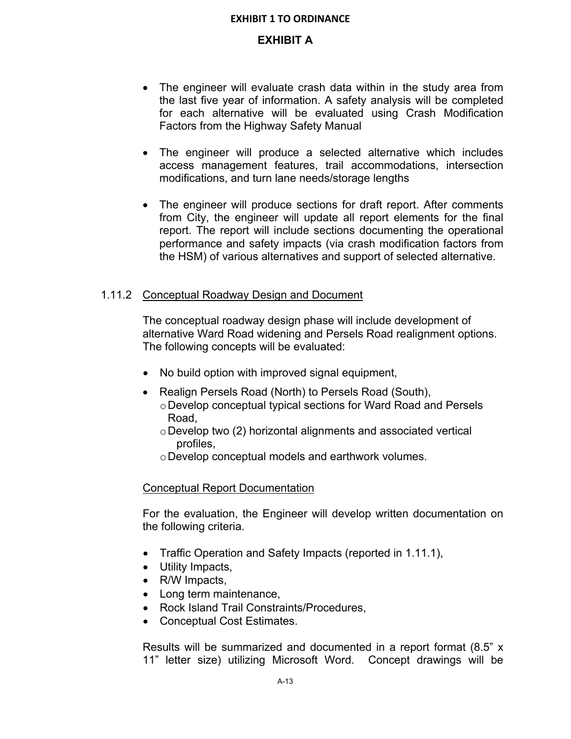- The engineer will evaluate crash data within in the study area from the last five year of information. A safety analysis will be completed for each alternative will be evaluated using Crash Modification Factors from the Highway Safety Manual

- The engineer will produce a selected alternative which includes access management features, trail accommodations, intersection modifications, and turn lane needs/storage lengths

- The engineer will produce sections for draft report. After comments from City, the engineer will update all report elements for the final report. The report will include sections documenting the operational performance and safety impacts (via crash modification factors from the HSM) of various alternatives and support of selected alternative.

### 1.11.2 Conceptual Roadway Design and Document

The conceptual roadway design phase will include development of alternative Ward Road widening and Persels Road realignment options. The following concepts will be evaluated:

- No build option with improved signal equipment,
- Realign Persels Road (North) to Persels Road (South),
  - Develop conceptual typical sections for Ward Road and Persels Road,
  - Develop two (2) horizontal alignments and associated vertical profiles,
  - Develop conceptual models and earthwork volumes.

#### Conceptual Report Documentation

For the evaluation, the Engineer will develop written documentation on the following criteria.

- Traffic Operation and Safety Impacts (reported in 1.11.1),
- Utility Impacts,
- R/W Impacts,
- Long term maintenance,
- Rock Island Trail Constraints/Procedures,
- Conceptual Cost Estimates.

Results will be summarized and documented in a report format (8.5” x 11” letter size) utilizing Microsoft Word. Concept drawings will be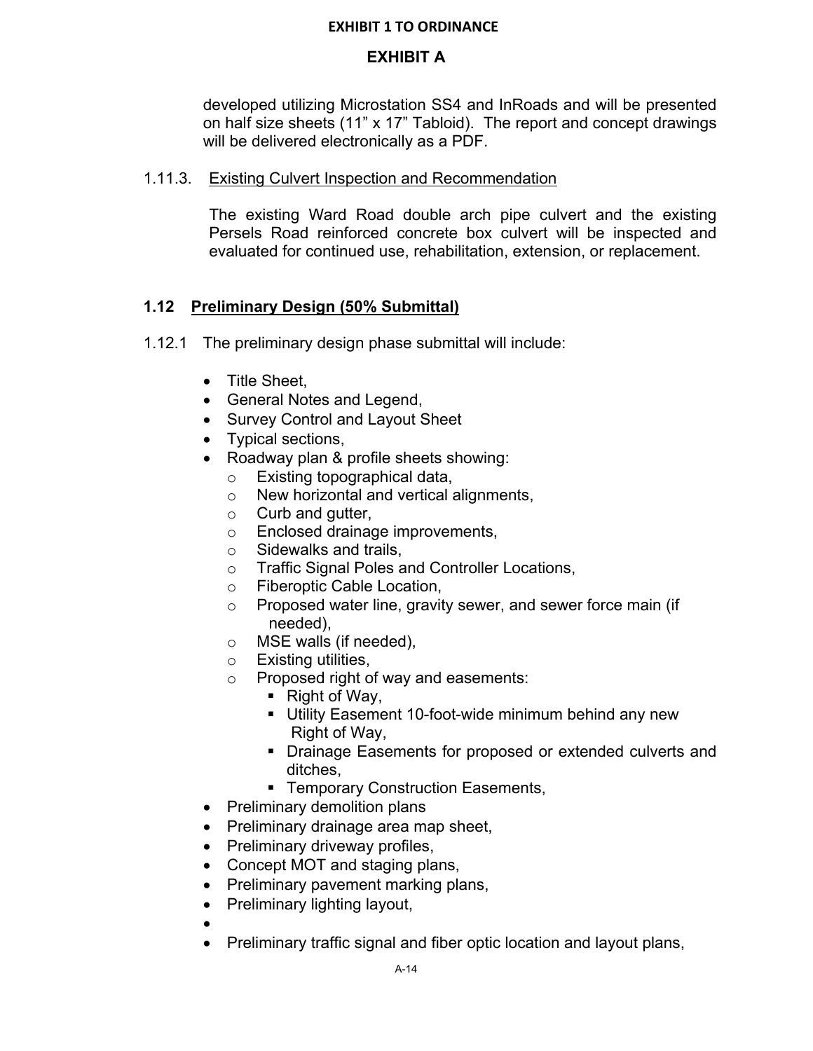developed utilizing Microstation SS4 and InRoads and will be presented on half size sheets (11" x 17" Tabloid). The report and concept drawings will be delivered electronically as a PDF.

1.11.3. Existing Culvert Inspection and Recommendation

The existing Ward Road double arch pipe culvert and the existing Persels Road reinforced concrete box culvert will be inspected and evaluated for continued use, rehabilitation, extension, or replacement.

### 1.12 Preliminary Design (50% Submittal)

1.12.1 The preliminary design phase submittal will include:

- Title Sheet,
- General Notes and Legend,
- Survey Control and Layout Sheet
- Typical sections,
- Roadway plan & profile sheets showing:
  - Existing topographical data,
  - New horizontal and vertical alignments,
  - Curb and gutter,
  - Enclosed drainage improvements,
  - Sidewalks and trails,
  - Traffic Signal Poles and Controller Locations,
  - Fiberoptic Cable Location,
  - Proposed water line, gravity sewer, and sewer force main (if needed),
  - MSE walls (if needed),
  - Existing utilities,
  - Proposed right of way and easements:
    - Right of Way,
    - Utility Easement 10-foot-wide minimum behind any new Right of Way,
    - Drainage Easements for proposed or extended culverts and ditches,
    - Temporary Construction Easements,
- Preliminary demolition plans
- Preliminary drainage area map sheet,
- Preliminary driveway profiles,
- Concept MOT and staging plans,
- Preliminary pavement marking plans,
- Preliminary lighting layout,
- 
- Preliminary traffic signal and fiber optic location and layout plans,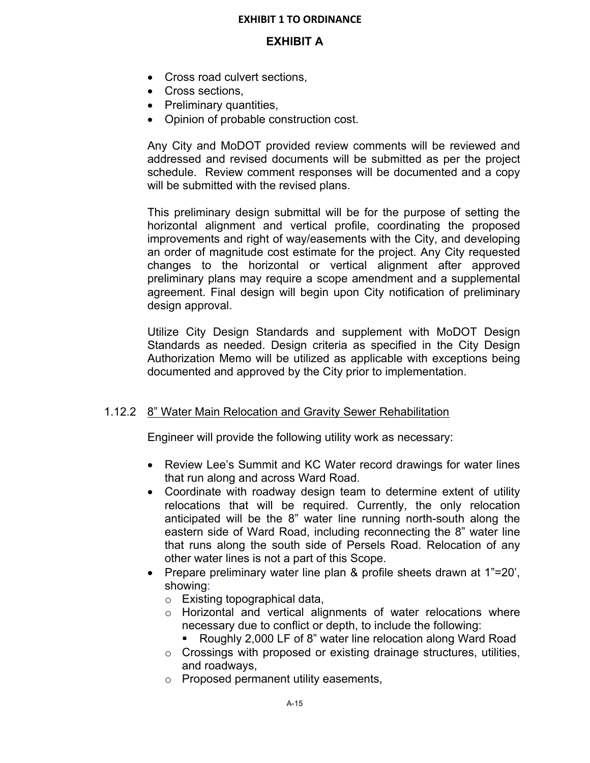- Cross road culvert sections,
- Cross sections,
- Preliminary quantities,
- Opinion of probable construction cost.

Any City and MoDOT provided review comments will be reviewed and addressed and revised documents will be submitted as per the project schedule. Review comment responses will be documented and a copy will be submitted with the revised plans.

This preliminary design submittal will be for the purpose of setting the horizontal alignment and vertical profile, coordinating the proposed improvements and right of way/easements with the City, and developing an order of magnitude cost estimate for the project. Any City requested changes to the horizontal or vertical alignment after approved preliminary plans may require a scope amendment and a supplemental agreement. Final design will begin upon City notification of preliminary design approval.

Utilize City Design Standards and supplement with MoDOT Design Standards as needed. Design criteria as specified in the City Design Authorization Memo will be utilized as applicable with exceptions being documented and approved by the City prior to implementation.

1.12.2 8” Water Main Relocation and Gravity Sewer Rehabilitation

Engineer will provide the following utility work as necessary:

- Review Lee’s Summit and KC Water record drawings for water lines that run along and across Ward Road.
- Coordinate with roadway design team to determine extent of utility relocations that will be required. Currently, the only relocation anticipated will be the 8” water line running north-south along the eastern side of Ward Road, including reconnecting the 8” water line that runs along the south side of Persels Road. Relocation of any other water lines is not a part of this Scope.
- Prepare preliminary water line plan & profile sheets drawn at 1”=20’, showing:
  - Existing topographical data,
  - Horizontal and vertical alignments of water relocations where necessary due to conflict or depth, to include the following:
    - Roughly 2,000 LF of 8” water line relocation along Ward Road
  - Crossings with proposed or existing drainage structures, utilities, and roadways,
  - Proposed permanent utility easements,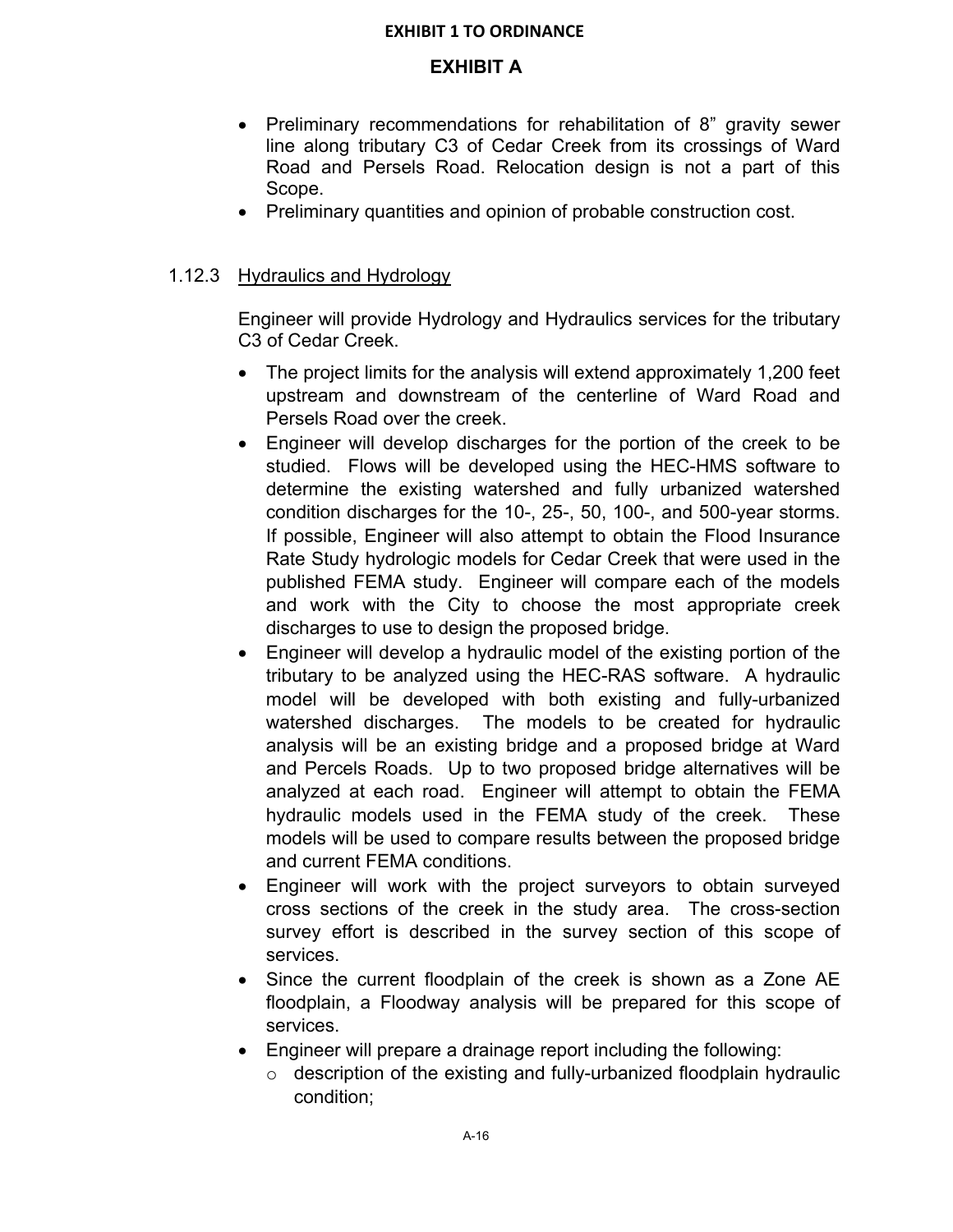- Preliminary recommendations for rehabilitation of 8" gravity sewer line along tributary C3 of Cedar Creek from its crossings of Ward Road and Persels Road. Relocation design is not a part of this Scope.
- Preliminary quantities and opinion of probable construction cost.

1.12.3 Hydraulics and Hydrology

Engineer will provide Hydrology and Hydraulics services for the tributary C3 of Cedar Creek.

- The project limits for the analysis will extend approximately 1,200 feet upstream and downstream of the centerline of Ward Road and Persels Road over the creek.
- Engineer will develop discharges for the portion of the creek to be studied. Flows will be developed using the HEC-HMS software to determine the existing watershed and fully urbanized watershed condition discharges for the 10-, 25-, 50, 100-, and 500-year storms. If possible, Engineer will also attempt to obtain the Flood Insurance Rate Study hydrologic models for Cedar Creek that were used in the published FEMA study. Engineer will compare each of the models and work with the City to choose the most appropriate creek discharges to use to design the proposed bridge.
- Engineer will develop a hydraulic model of the existing portion of the tributary to be analyzed using the HEC-RAS software. A hydraulic model will be developed with both existing and fully-urbanized watershed discharges. The models to be created for hydraulic analysis will be an existing bridge and a proposed bridge at Ward and Percels Roads. Up to two proposed bridge alternatives will be analyzed at each road. Engineer will attempt to obtain the FEMA hydraulic models used in the FEMA study of the creek. These models will be used to compare results between the proposed bridge and current FEMA conditions.
- Engineer will work with the project surveyors to obtain surveyed cross sections of the creek in the study area. The cross-section survey effort is described in the survey section of this scope of services.
- Since the current floodplain of the creek is shown as a Zone AE floodplain, a Floodway analysis will be prepared for this scope of services.
- Engineer will prepare a drainage report including the following:
  - description of the existing and fully-urbanized floodplain hydraulic condition;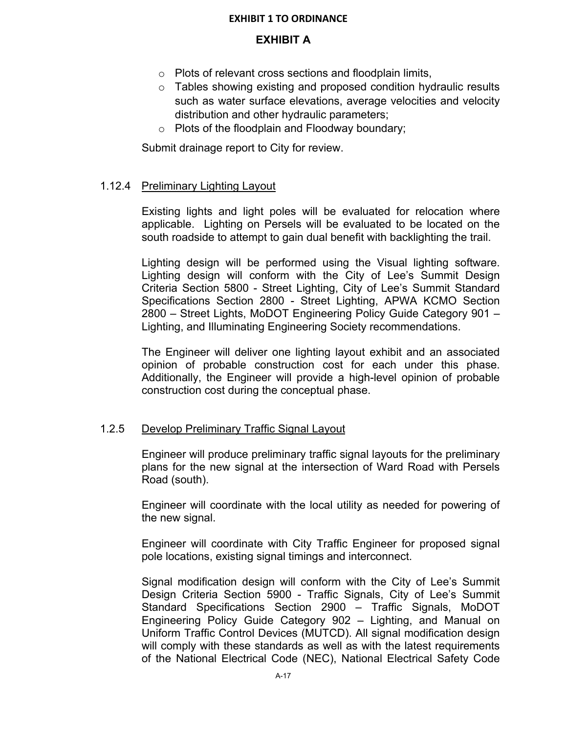- Plots of relevant cross sections and floodplain limits,
- Tables showing existing and proposed condition hydraulic results such as water surface elevations, average velocities and velocity distribution and other hydraulic parameters;
- Plots of the floodplain and Floodway boundary;

Submit drainage report to City for review.

### 1.12.4 Preliminary Lighting Layout

Existing lights and light poles will be evaluated for relocation where applicable. Lighting on Persels will be evaluated to be located on the south roadside to attempt to gain dual benefit with backlighting the trail.

Lighting design will be performed using the Visual lighting software. Lighting design will conform with the City of Lee's Summit Design Criteria Section 5800 - Street Lighting, City of Lee's Summit Standard Specifications Section 2800 - Street Lighting, APWA KCMO Section 2800 – Street Lights, MoDOT Engineering Policy Guide Category 901 – Lighting, and Illuminating Engineering Society recommendations.

The Engineer will deliver one lighting layout exhibit and an associated opinion of probable construction cost for each under this phase. Additionally, the Engineer will provide a high-level opinion of probable construction cost during the conceptual phase.

### 1.2.5 Develop Preliminary Traffic Signal Layout

Engineer will produce preliminary traffic signal layouts for the preliminary plans for the new signal at the intersection of Ward Road with Persels Road (south).

Engineer will coordinate with the local utility as needed for powering of the new signal.

Engineer will coordinate with City Traffic Engineer for proposed signal pole locations, existing signal timings and interconnect.

Signal modification design will conform with the City of Lee's Summit Design Criteria Section 5900 - Traffic Signals, City of Lee's Summit Standard Specifications Section 2900 – Traffic Signals, MoDOT Engineering Policy Guide Category 902 – Lighting, and Manual on Uniform Traffic Control Devices (MUTCD). All signal modification design will comply with these standards as well as with the latest requirements of the National Electrical Code (NEC), National Electrical Safety Code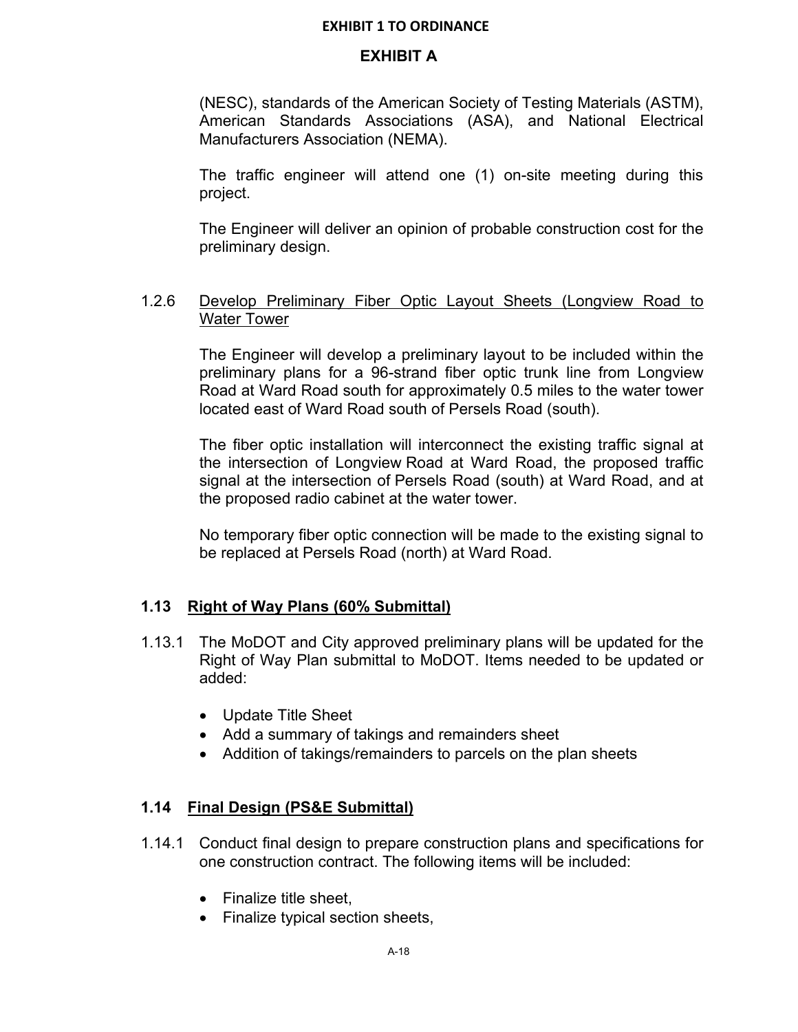(NESC), standards of the American Society of Testing Materials (ASTM), American Standards Associations (ASA), and National Electrical Manufacturers Association (NEMA).

The traffic engineer will attend one (1) on-site meeting during this project.

The Engineer will deliver an opinion of probable construction cost for the preliminary design.

1.2.6 Develop Preliminary Fiber Optic Layout Sheets (Longview Road to Water Tower

The Engineer will develop a preliminary layout to be included within the preliminary plans for a 96-strand fiber optic trunk line from Longview Road at Ward Road south for approximately 0.5 miles to the water tower located east of Ward Road south of Persels Road (south).

The fiber optic installation will interconnect the existing traffic signal at the intersection of Longview Road at Ward Road, the proposed traffic signal at the intersection of Persels Road (south) at Ward Road, and at the proposed radio cabinet at the water tower.

No temporary fiber optic connection will be made to the existing signal to be replaced at Persels Road (north) at Ward Road.

## 1.13 Right of Way Plans (60% Submittal)

1.13.1 The MoDOT and City approved preliminary plans will be updated for the Right of Way Plan submittal to MoDOT. Items needed to be updated or added:

- Update Title Sheet
- Add a summary of takings and remainders sheet
- Addition of takings/remainders to parcels on the plan sheets

## 1.14 Final Design (PS&E Submittal)

1.14.1 Conduct final design to prepare construction plans and specifications for one construction contract. The following items will be included:

- Finalize title sheet,
- Finalize typical section sheets,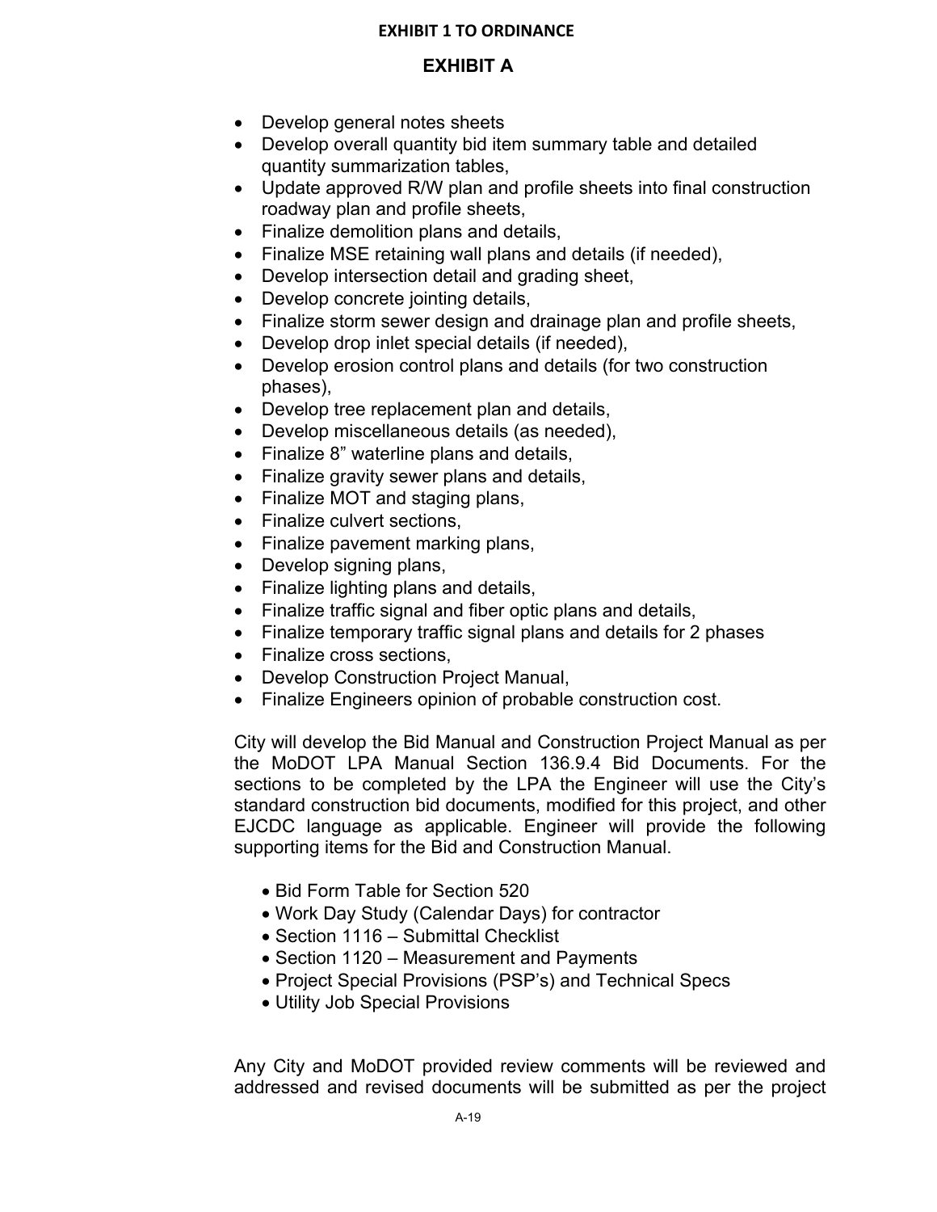**EXHIBIT 1 TO ORDINANCE**

## EXHIBIT A

- Develop general notes sheets
- Develop overall quantity bid item summary table and detailed quantity summarization tables,
- Update approved R/W plan and profile sheets into final construction roadway plan and profile sheets,
- Finalize demolition plans and details,
- Finalize MSE retaining wall plans and details (if needed),
- Develop intersection detail and grading sheet,
- Develop concrete jointing details,
- Finalize storm sewer design and drainage plan and profile sheets,
- Develop drop inlet special details (if needed),
- Develop erosion control plans and details (for two construction phases),
- Develop tree replacement plan and details,
- Develop miscellaneous details (as needed),
- Finalize 8" waterline plans and details,
- Finalize gravity sewer plans and details,
- Finalize MOT and staging plans,
- Finalize culvert sections,
- Finalize pavement marking plans,
- Develop signing plans,
- Finalize lighting plans and details,
- Finalize traffic signal and fiber optic plans and details,
- Finalize temporary traffic signal plans and details for 2 phases
- Finalize cross sections,
- Develop Construction Project Manual,
- Finalize Engineers opinion of probable construction cost.

City will develop the Bid Manual and Construction Project Manual as per the MoDOT LPA Manual Section 136.9.4 Bid Documents. For the sections to be completed by the LPA the Engineer will use the City's standard construction bid documents, modified for this project, and other EJCDC language as applicable. Engineer will provide the following supporting items for the Bid and Construction Manual.

- Bid Form Table for Section 520
- Work Day Study (Calendar Days) for contractor
- Section 1116 – Submittal Checklist
- Section 1120 – Measurement and Payments
- Project Special Provisions (PSP's) and Technical Specs
- Utility Job Special Provisions

Any City and MoDOT provided review comments will be reviewed and addressed and revised documents will be submitted as per the project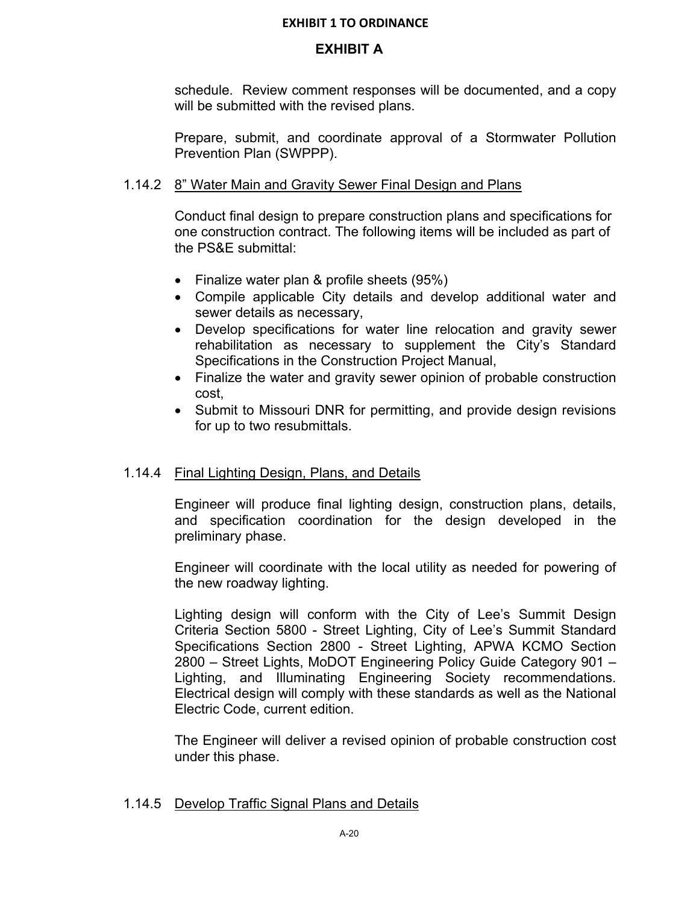schedule. Review comment responses will be documented, and a copy will be submitted with the revised plans.

Prepare, submit, and coordinate approval of a Stormwater Pollution Prevention Plan (SWPPP).

### 1.14.2 8" Water Main and Gravity Sewer Final Design and Plans

Conduct final design to prepare construction plans and specifications for one construction contract. The following items will be included as part of the PS&E submittal:

- Finalize water plan & profile sheets (95%)
- Compile applicable City details and develop additional water and sewer details as necessary,
- Develop specifications for water line relocation and gravity sewer rehabilitation as necessary to supplement the City's Standard Specifications in the Construction Project Manual,
- Finalize the water and gravity sewer opinion of probable construction cost,
- Submit to Missouri DNR for permitting, and provide design revisions for up to two resubmittals.

### 1.14.4 Final Lighting Design, Plans, and Details

Engineer will produce final lighting design, construction plans, details, and specification coordination for the design developed in the preliminary phase.

Engineer will coordinate with the local utility as needed for powering of the new roadway lighting.

Lighting design will conform with the City of Lee's Summit Design Criteria Section 5800 - Street Lighting, City of Lee's Summit Standard Specifications Section 2800 - Street Lighting, APWA KCMO Section 2800 – Street Lights, MoDOT Engineering Policy Guide Category 901 – Lighting, and Illuminating Engineering Society recommendations. Electrical design will comply with these standards as well as the National Electric Code, current edition.

The Engineer will deliver a revised opinion of probable construction cost under this phase.

### 1.14.5 Develop Traffic Signal Plans and Details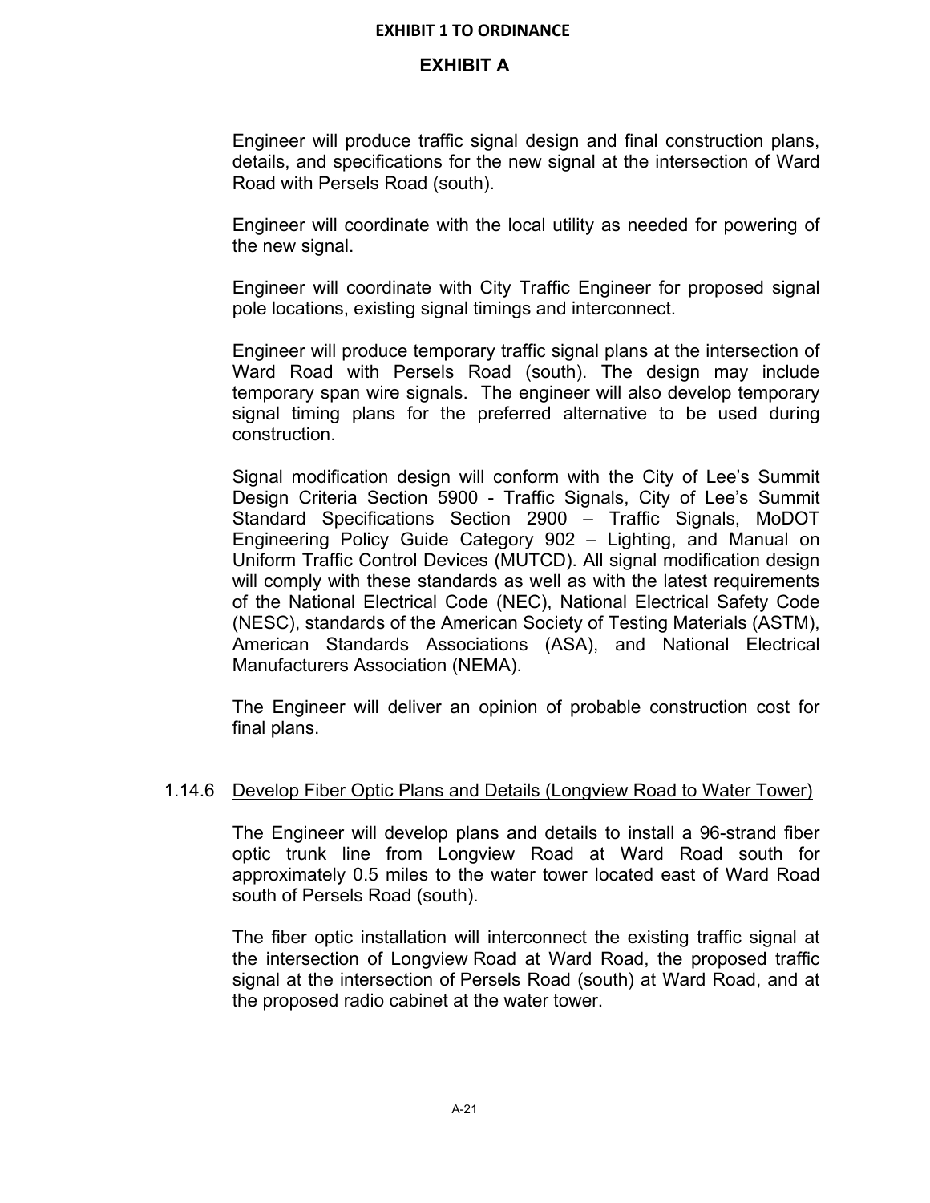**EXHIBIT 1 TO ORDINANCE**

## EXHIBIT A

Engineer will produce traffic signal design and final construction plans, details, and specifications for the new signal at the intersection of Ward Road with Persels Road (south).

Engineer will coordinate with the local utility as needed for powering of the new signal.

Engineer will coordinate with City Traffic Engineer for proposed signal pole locations, existing signal timings and interconnect.

Engineer will produce temporary traffic signal plans at the intersection of Ward Road with Persels Road (south). The design may include temporary span wire signals. The engineer will also develop temporary signal timing plans for the preferred alternative to be used during construction.

Signal modification design will conform with the City of Lee's Summit Design Criteria Section 5900 - Traffic Signals, City of Lee's Summit Standard Specifications Section 2900 – Traffic Signals, MoDOT Engineering Policy Guide Category 902 – Lighting, and Manual on Uniform Traffic Control Devices (MUTCD). All signal modification design will comply with these standards as well as with the latest requirements of the National Electrical Code (NEC), National Electrical Safety Code (NESC), standards of the American Society of Testing Materials (ASTM), American Standards Associations (ASA), and National Electrical Manufacturers Association (NEMA).

The Engineer will deliver an opinion of probable construction cost for final plans.

1.14.6 Develop Fiber Optic Plans and Details (Longview Road to Water Tower)

The Engineer will develop plans and details to install a 96-strand fiber optic trunk line from Longview Road at Ward Road south for approximately 0.5 miles to the water tower located east of Ward Road south of Persels Road (south).

The fiber optic installation will interconnect the existing traffic signal at the intersection of Longview Road at Ward Road, the proposed traffic signal at the intersection of Persels Road (south) at Ward Road, and at the proposed radio cabinet at the water tower.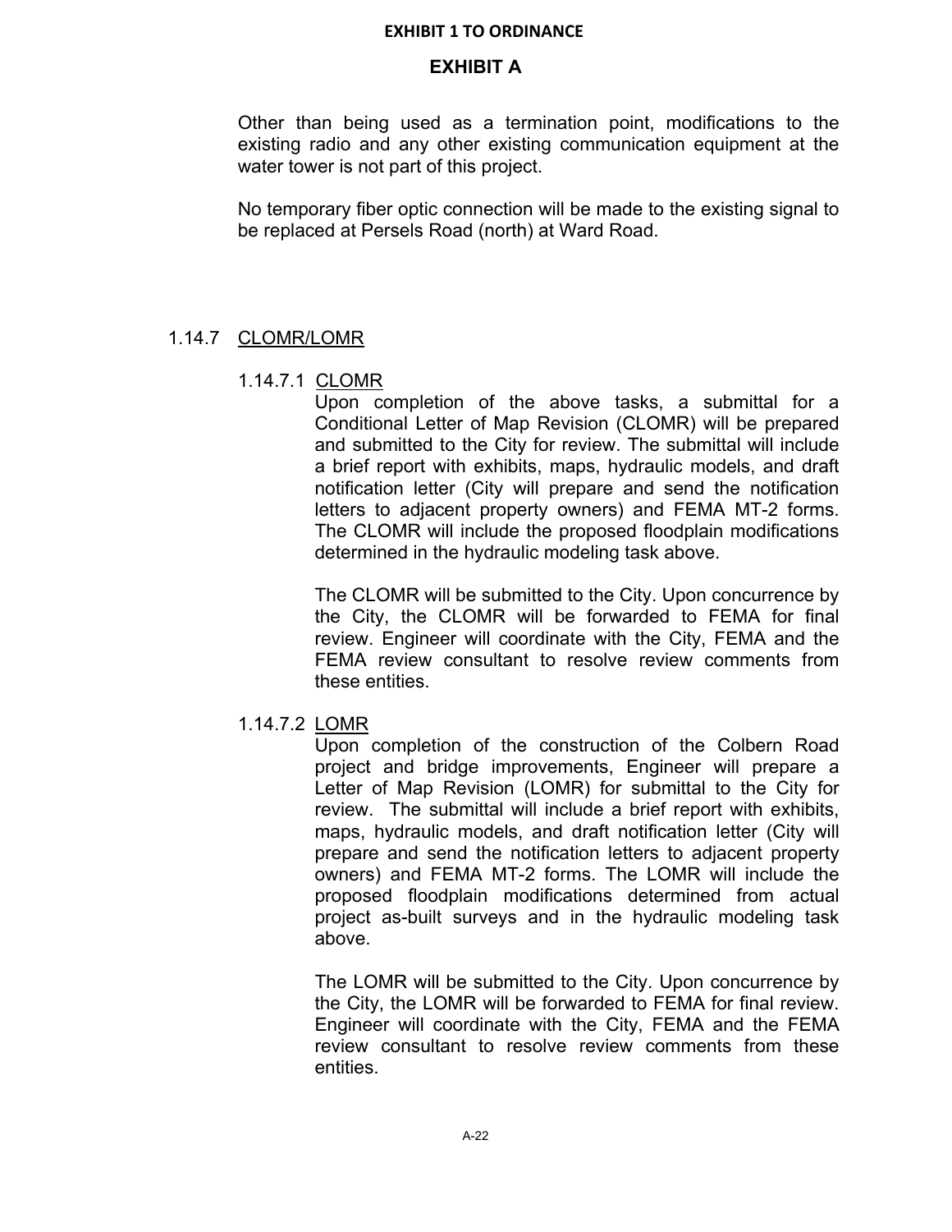Other than being used as a termination point, modifications to the existing radio and any other existing communication equipment at the water tower is not part of this project.

No temporary fiber optic connection will be made to the existing signal to be replaced at Persels Road (north) at Ward Road.

### 1.14.7 CLOMR/LOMR

#### 1.14.7.1 CLOMR

Upon completion of the above tasks, a submittal for a Conditional Letter of Map Revision (CLOMR) will be prepared and submitted to the City for review. The submittal will include a brief report with exhibits, maps, hydraulic models, and draft notification letter (City will prepare and send the notification letters to adjacent property owners) and FEMA MT-2 forms. The CLOMR will include the proposed floodplain modifications determined in the hydraulic modeling task above.

The CLOMR will be submitted to the City. Upon concurrence by the City, the CLOMR will be forwarded to FEMA for final review. Engineer will coordinate with the City, FEMA and the FEMA review consultant to resolve review comments from these entities.

#### 1.14.7.2 LOMR

Upon completion of the construction of the Colbern Road project and bridge improvements, Engineer will prepare a Letter of Map Revision (LOMR) for submittal to the City for review. The submittal will include a brief report with exhibits, maps, hydraulic models, and draft notification letter (City will prepare and send the notification letters to adjacent property owners) and FEMA MT-2 forms. The LOMR will include the proposed floodplain modifications determined from actual project as-built surveys and in the hydraulic modeling task above.

The LOMR will be submitted to the City. Upon concurrence by the City, the LOMR will be forwarded to FEMA for final review. Engineer will coordinate with the City, FEMA and the FEMA review consultant to resolve review comments from these entities.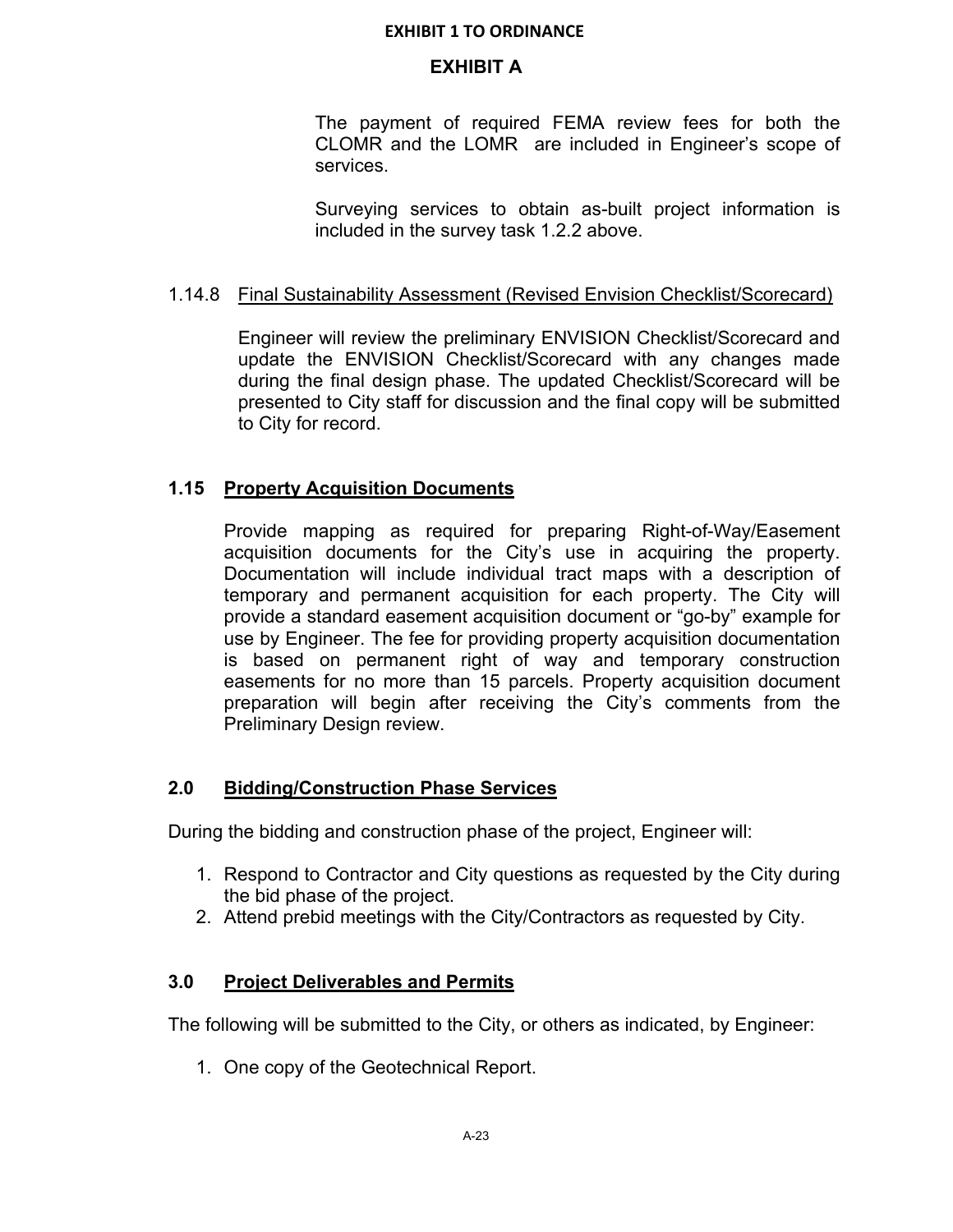The payment of required FEMA review fees for both the CLOMR and the LOMR are included in Engineer's scope of services.

Surveying services to obtain as-built project information is included in the survey task 1.2.2 above.

1.14.8 Final Sustainability Assessment (Revised Envision Checklist/Scorecard)

Engineer will review the preliminary ENVISION Checklist/Scorecard and update the ENVISION Checklist/Scorecard with any changes made during the final design phase. The updated Checklist/Scorecard will be presented to City staff for discussion and the final copy will be submitted to City for record.

### 1.15 Property Acquisition Documents

Provide mapping as required for preparing Right-of-Way/Easement acquisition documents for the City's use in acquiring the property. Documentation will include individual tract maps with a description of temporary and permanent acquisition for each property. The City will provide a standard easement acquisition document or "go-by" example for use by Engineer. The fee for providing property acquisition documentation is based on permanent right of way and temporary construction easements for no more than 15 parcels. Property acquisition document preparation will begin after receiving the City's comments from the Preliminary Design review.

## 2.0 Bidding/Construction Phase Services

During the bidding and construction phase of the project, Engineer will:

1. Respond to Contractor and City questions as requested by the City during the bid phase of the project.
2. Attend prebid meetings with the City/Contractors as requested by City.

## 3.0 Project Deliverables and Permits

The following will be submitted to the City, or others as indicated, by Engineer:

1. One copy of the Geotechnical Report.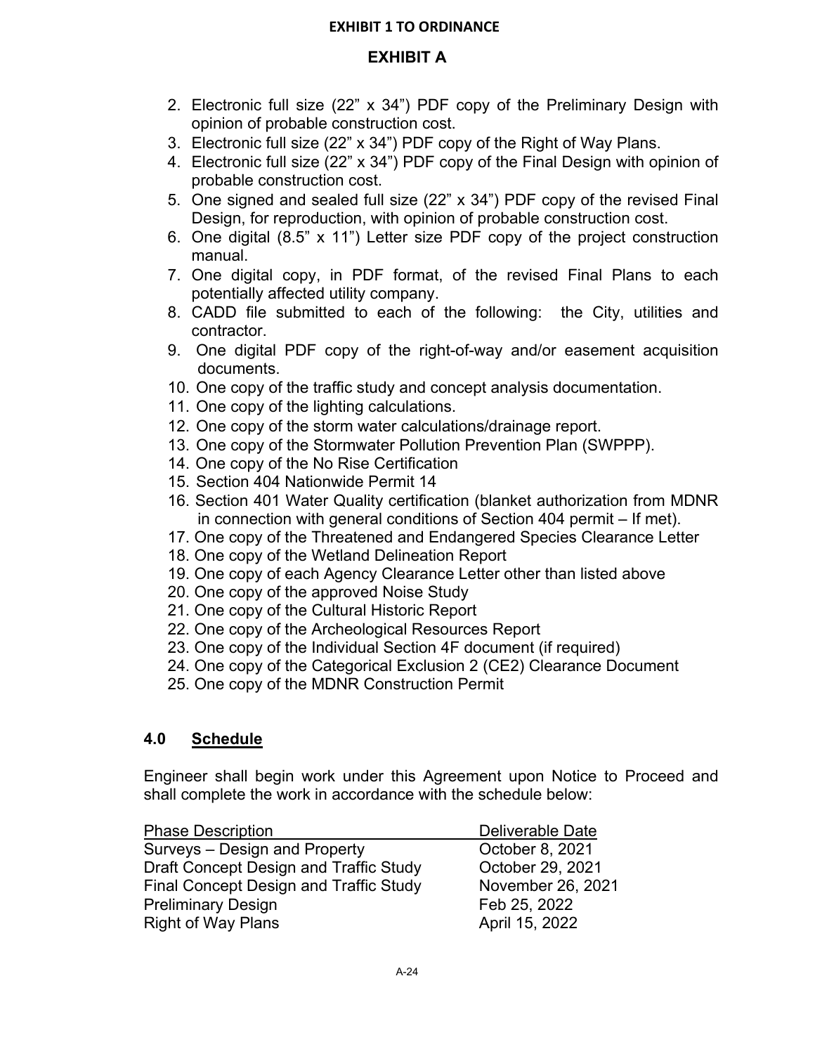**EXHIBIT 1 TO ORDINANCE**

## EXHIBIT A

2. Electronic full size (22” x 34”) PDF copy of the Preliminary Design with opinion of probable construction cost.
3. Electronic full size (22” x 34”) PDF copy of the Right of Way Plans.
4. Electronic full size (22” x 34”) PDF copy of the Final Design with opinion of probable construction cost.
5. One signed and sealed full size (22” x 34”) PDF copy of the revised Final Design, for reproduction, with opinion of probable construction cost.
6. One digital (8.5” x 11”) Letter size PDF copy of the project construction manual.
7. One digital copy, in PDF format, of the revised Final Plans to each potentially affected utility company.
8. CADD file submitted to each of the following: the City, utilities and contractor.
9. One digital PDF copy of the right-of-way and/or easement acquisition documents.
10. One copy of the traffic study and concept analysis documentation.
11. One copy of the lighting calculations.
12. One copy of the storm water calculations/drainage report.
13. One copy of the Stormwater Pollution Prevention Plan (SWPPP).
14. One copy of the No Rise Certification
15. Section 404 Nationwide Permit 14
16. Section 401 Water Quality certification (blanket authorization from MDNR in connection with general conditions of Section 404 permit – If met).
17. One copy of the Threatened and Endangered Species Clearance Letter
18. One copy of the Wetland Delineation Report
19. One copy of each Agency Clearance Letter other than listed above
20. One copy of the approved Noise Study
21. One copy of the Cultural Historic Report
22. One copy of the Archeological Resources Report
23. One copy of the Individual Section 4F document (if required)
24. One copy of the Categorical Exclusion 2 (CE2) Clearance Document
25. One copy of the MDNR Construction Permit

### 4.0 Schedule

Engineer shall begin work under this Agreement upon Notice to Proceed and shall complete the work in accordance with the schedule below:

| Phase Description | Deliverable Date |
|---|---|
| Surveys – Design and Property | October 8, 2021 |
| Draft Concept Design and Traffic Study | October 29, 2021 |
| Final Concept Design and Traffic Study | November 26, 2021 |
| Preliminary Design | Feb 25, 2022 |
| Right of Way Plans | April 15, 2022 |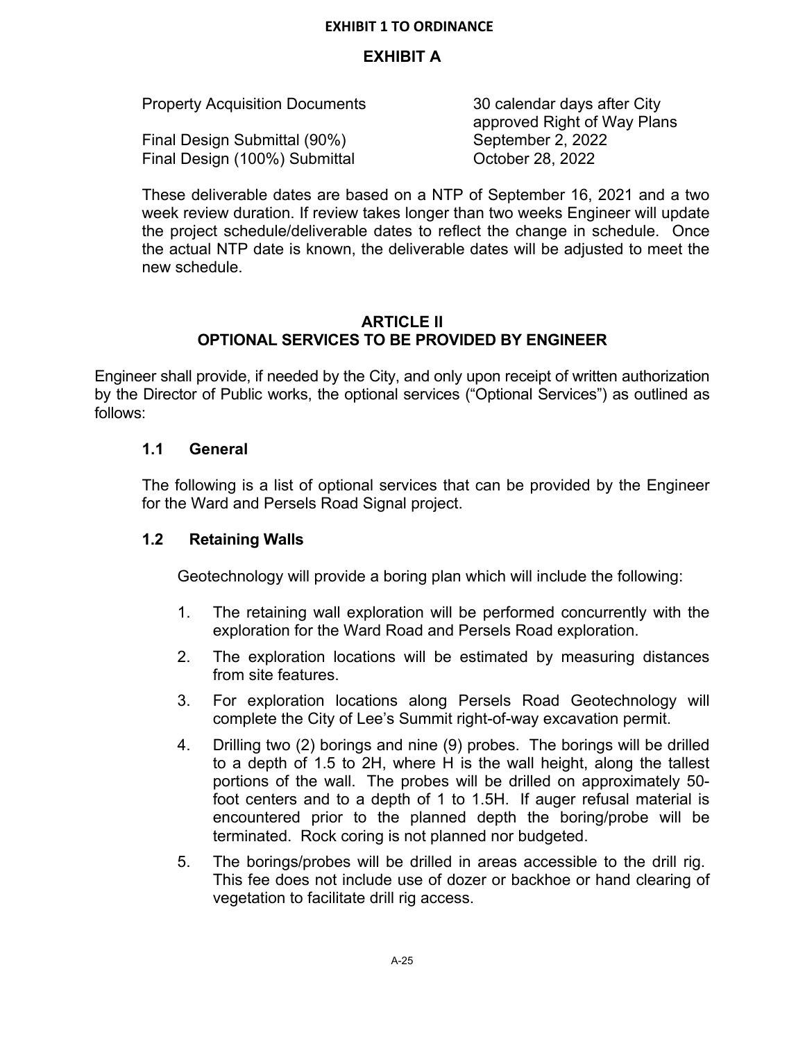EXHIBIT 1 TO ORDINANCE

## EXHIBIT A

| | |
|---|---|
| Property Acquisition Documents | 30 calendar days after City approved Right of Way Plans |
| Final Design Submittal (90%) | September 2, 2022 |
| Final Design (100%) Submittal | October 28, 2022 |

These deliverable dates are based on a NTP of September 16, 2021 and a two week review duration. If review takes longer than two weeks Engineer will update the project schedule/deliverable dates to reflect the change in schedule. Once the actual NTP date is known, the deliverable dates will be adjusted to meet the new schedule.

## ARTICLE II
## OPTIONAL SERVICES TO BE PROVIDED BY ENGINEER

Engineer shall provide, if needed by the City, and only upon receipt of written authorization by the Director of Public works, the optional services ("Optional Services") as outlined as follows:

### 1.1 General

The following is a list of optional services that can be provided by the Engineer for the Ward and Persels Road Signal project.

### 1.2 Retaining Walls

Geotechnology will provide a boring plan which will include the following:

1. The retaining wall exploration will be performed concurrently with the exploration for the Ward Road and Persels Road exploration.
2. The exploration locations will be estimated by measuring distances from site features.
3. For exploration locations along Persels Road Geotechnology will complete the City of Lee's Summit right-of-way excavation permit.
4. Drilling two (2) borings and nine (9) probes. The borings will be drilled to a depth of 1.5 to 2H, where H is the wall height, along the tallest portions of the wall. The probes will be drilled on approximately 50-foot centers and to a depth of 1 to 1.5H. If auger refusal material is encountered prior to the planned depth the boring/probe will be terminated. Rock coring is not planned nor budgeted.
5. The borings/probes will be drilled in areas accessible to the drill rig. This fee does not include use of dozer or backhoe or hand clearing of vegetation to facilitate drill rig access.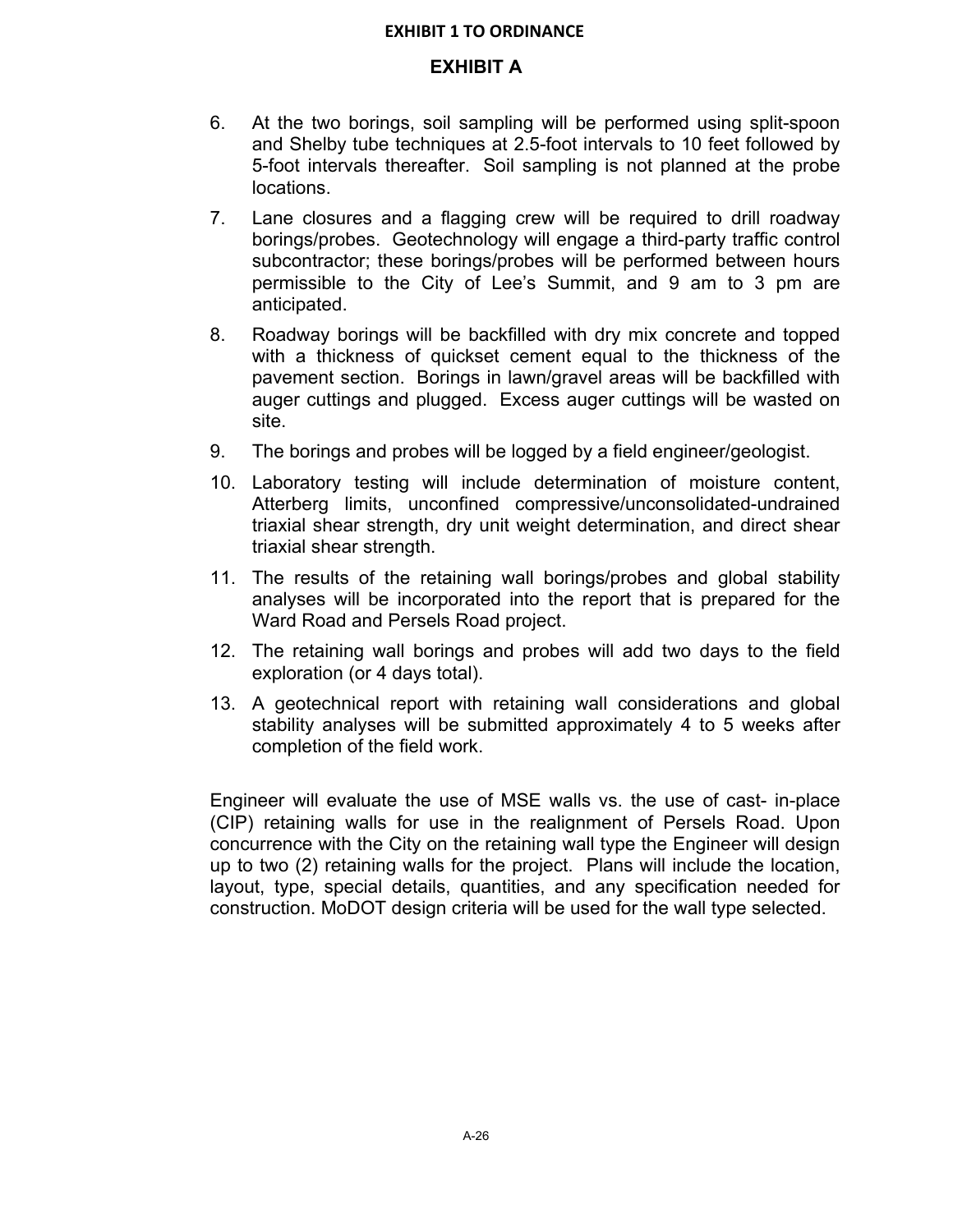EXHIBIT 1 TO ORDINANCE

## EXHIBIT A

6. At the two borings, soil sampling will be performed using split-spoon and Shelby tube techniques at 2.5-foot intervals to 10 feet followed by 5-foot intervals thereafter. Soil sampling is not planned at the probe locations.
7. Lane closures and a flagging crew will be required to drill roadway borings/probes. Geotechnology will engage a third-party traffic control subcontractor; these borings/probes will be performed between hours permissible to the City of Lee's Summit, and 9 am to 3 pm are anticipated.
8. Roadway borings will be backfilled with dry mix concrete and topped with a thickness of quickset cement equal to the thickness of the pavement section. Borings in lawn/gravel areas will be backfilled with auger cuttings and plugged. Excess auger cuttings will be wasted on site.
9. The borings and probes will be logged by a field engineer/geologist.
10. Laboratory testing will include determination of moisture content, Atterberg limits, unconfined compressive/unconsolidated-undrained triaxial shear strength, dry unit weight determination, and direct shear triaxial shear strength.
11. The results of the retaining wall borings/probes and global stability analyses will be incorporated into the report that is prepared for the Ward Road and Persels Road project.
12. The retaining wall borings and probes will add two days to the field exploration (or 4 days total).
13. A geotechnical report with retaining wall considerations and global stability analyses will be submitted approximately 4 to 5 weeks after completion of the field work.

Engineer will evaluate the use of MSE walls vs. the use of cast- in-place (CIP) retaining walls for use in the realignment of Persels Road. Upon concurrence with the City on the retaining wall type the Engineer will design up to two (2) retaining walls for the project. Plans will include the location, layout, type, special details, quantities, and any specification needed for construction. MoDOT design criteria will be used for the wall type selected.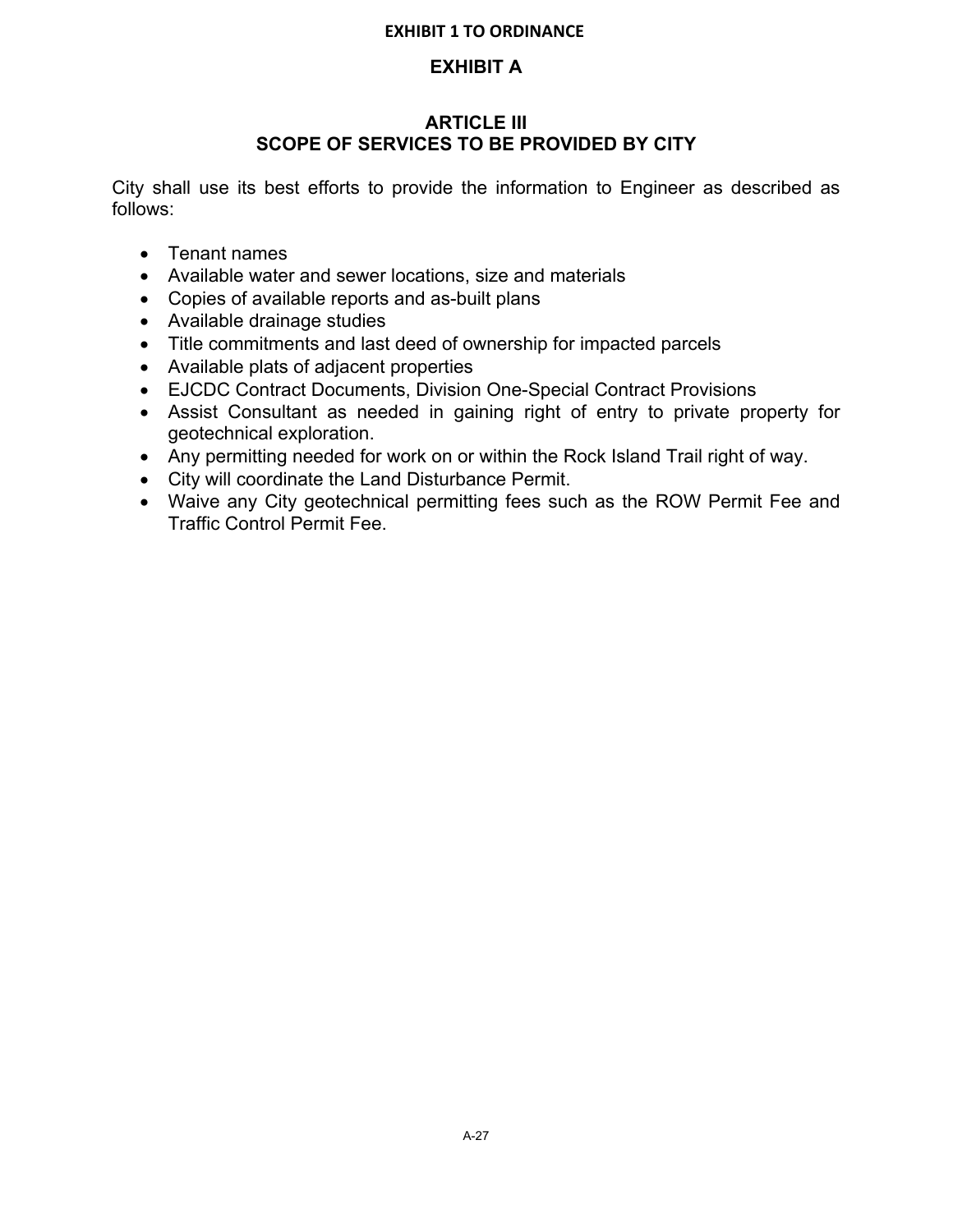**EXHIBIT 1 TO ORDINANCE**

# EXHIBIT A

## ARTICLE III
## SCOPE OF SERVICES TO BE PROVIDED BY CITY

City shall use its best efforts to provide the information to Engineer as described as follows:

- Tenant names
- Available water and sewer locations, size and materials
- Copies of available reports and as-built plans
- Available drainage studies
- Title commitments and last deed of ownership for impacted parcels
- Available plats of adjacent properties
- EJCDC Contract Documents, Division One-Special Contract Provisions
- Assist Consultant as needed in gaining right of entry to private property for geotechnical exploration.
- Any permitting needed for work on or within the Rock Island Trail right of way.
- City will coordinate the Land Disturbance Permit.
- Waive any City geotechnical permitting fees such as the ROW Permit Fee and Traffic Control Permit Fee.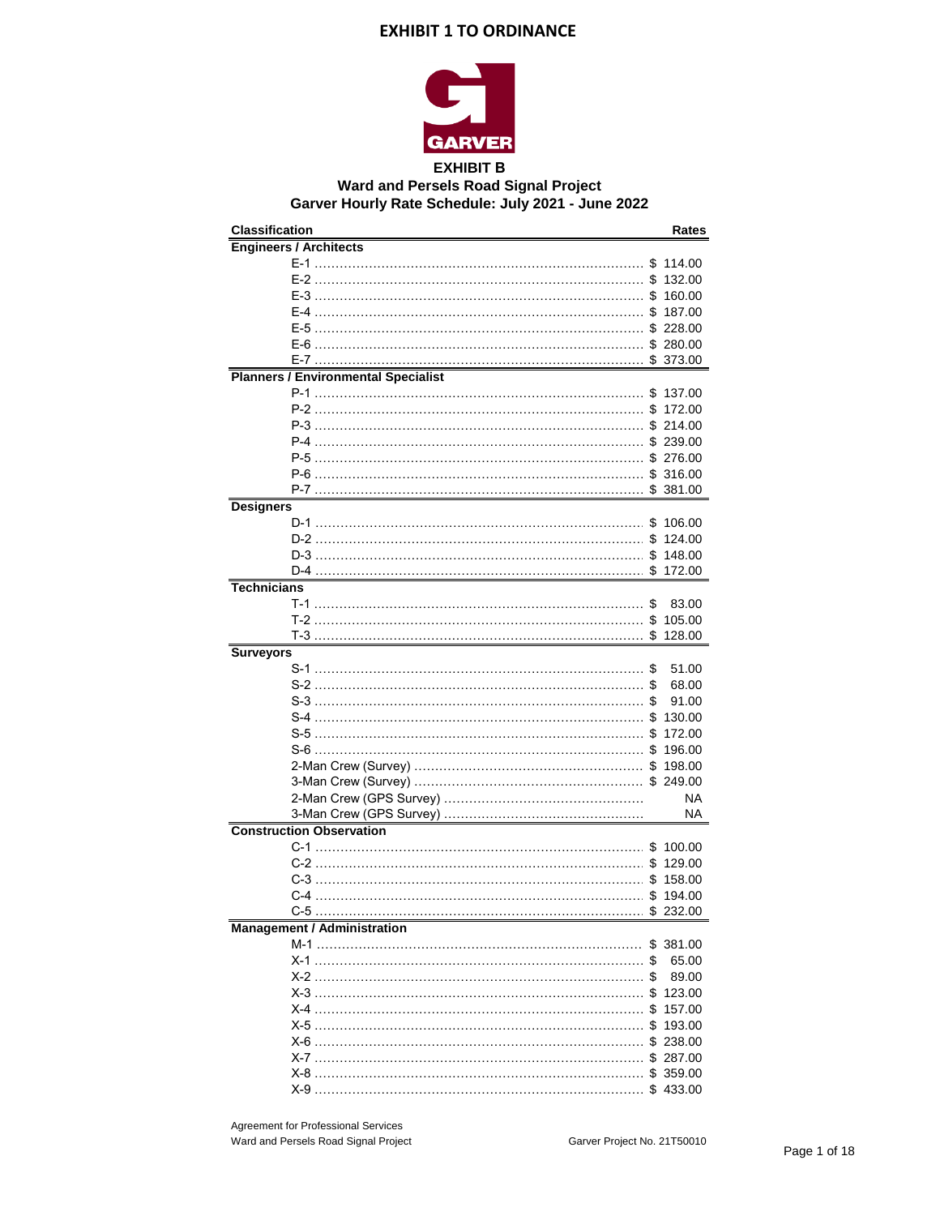# EXHIBIT 1 TO ORDINANCE

GARVER

## EXHIBIT B
## Ward and Persels Road Signal Project
## Garver Hourly Rate Schedule: July 2021 - June 2022

| Classification | Rates |
|---|---|
| **Engineers / Architects** | |
| E-1 | $ 114.00 |
| E-2 | $ 132.00 |
| E-3 | $ 160.00 |
| E-4 | $ 187.00 |
| E-5 | $ 228.00 |
| E-6 | $ 280.00 |
| E-7 | $ 373.00 |
| **Planners / Environmental Specialist** | |
| P-1 | $ 137.00 |
| P-2 | $ 172.00 |
| P-3 | $ 214.00 |
| P-4 | $ 239.00 |
| P-5 | $ 276.00 |
| P-6 | $ 316.00 |
| P-7 | $ 381.00 |
| **Designers** | |
| D-1 | $ 106.00 |
| D-2 | $ 124.00 |
| D-3 | $ 148.00 |
| D-4 | $ 172.00 |
| **Technicians** | |
| T-1 | $ 83.00 |
| T-2 | $ 105.00 |
| T-3 | $ 128.00 |
| **Surveyors** | |
| S-1 | $ 51.00 |
| S-2 | $ 68.00 |
| S-3 | $ 91.00 |
| S-4 | $ 130.00 |
| S-5 | $ 172.00 |
| S-6 | $ 196.00 |
| 2-Man Crew (Survey) | $ 198.00 |
| 3-Man Crew (Survey) | $ 249.00 |
| 2-Man Crew (GPS Survey) | NA |
| 3-Man Crew (GPS Survey) | NA |
| **Construction Observation** | |
| C-1 | $ 100.00 |
| C-2 | $ 129.00 |
| C-3 | $ 158.00 |
| C-4 | $ 194.00 |
| C-5 | $ 232.00 |
| **Management / Administration** | |
| M-1 | $ 381.00 |
| X-1 | $ 65.00 |
| X-2 | $ 89.00 |
| X-3 | $ 123.00 |
| X-4 | $ 157.00 |
| X-5 | $ 193.00 |
| X-6 | $ 238.00 |
| X-7 | $ 287.00 |
| X-8 | $ 359.00 |
| X-9 | $ 433.00 |

Agreement for Professional Services
Ward and Persels Road Signal Project

Garver Project No. 21T50010